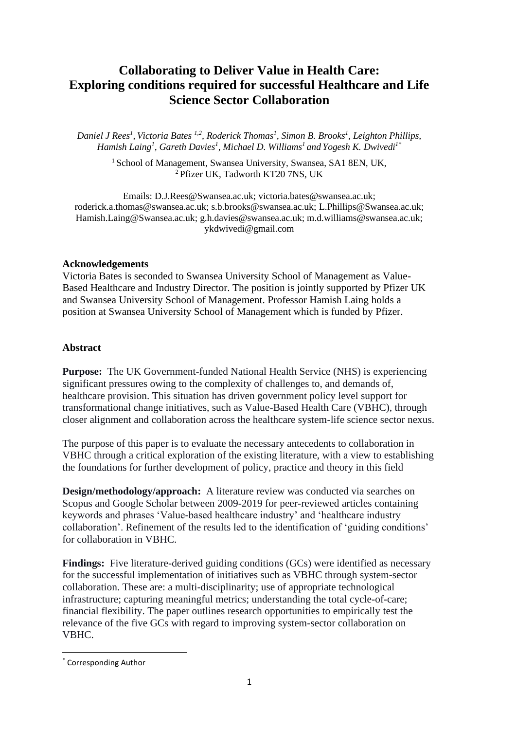# Collaborating to Deliver Value in Health Care: Exploring conditions required for successful Healthcare and Life Science Sector Collaboration

*Daniel J Rees[1], Victoria Bates [1,2], Roderick Thomas[1], Simon B. Brooks[1], Leighton Phillips, Hamish Laing[1], Gareth Davies[1], Michael D. Williams[1] and Yogesh K. Dwivedi[1*]*

[1] School of Management, Swansea University, Swansea, SA1 8EN, UK,
[2] Pfizer UK, Tadworth KT20 7NS, UK

Emails: D.J.Rees@Swansea.ac.uk; victoria.bates@swansea.ac.uk; roderick.a.thomas@swansea.ac.uk; s.b.brooks@swansea.ac.uk; L.Phillips@Swansea.ac.uk; Hamish.Laing@Swansea.ac.uk; g.h.davies@swansea.ac.uk; m.d.williams@swansea.ac.uk; ykdwivedi@gmail.com

**Acknowledgements**

Victoria Bates is seconded to Swansea University School of Management as Value-Based Healthcare and Industry Director. The position is jointly supported by Pfizer UK and Swansea University School of Management. Professor Hamish Laing holds a position at Swansea University School of Management which is funded by Pfizer.

**Abstract**

**Purpose:** The UK Government-funded National Health Service (NHS) is experiencing significant pressures owing to the complexity of challenges to, and demands of, healthcare provision. This situation has driven government policy level support for transformational change initiatives, such as Value-Based Health Care (VBHC), through closer alignment and collaboration across the healthcare system-life science sector nexus.

The purpose of this paper is to evaluate the necessary antecedents to collaboration in VBHC through a critical exploration of the existing literature, with a view to establishing the foundations for further development of policy, practice and theory in this field

**Design/methodology/approach:** A literature review was conducted via searches on Scopus and Google Scholar between 2009-2019 for peer-reviewed articles containing keywords and phrases 'Value-based healthcare industry' and 'healthcare industry collaboration'. Refinement of the results led to the identification of 'guiding conditions' for collaboration in VBHC.

**Findings:** Five literature-derived guiding conditions (GCs) were identified as necessary for the successful implementation of initiatives such as VBHC through system-sector collaboration. These are: a multi-disciplinarity; use of appropriate technological infrastructure; capturing meaningful metrics; understanding the total cycle-of-care; financial flexibility. The paper outlines research opportunities to empirically test the relevance of the five GCs with regard to improving system-sector collaboration on VBHC.

[*] Corresponding Author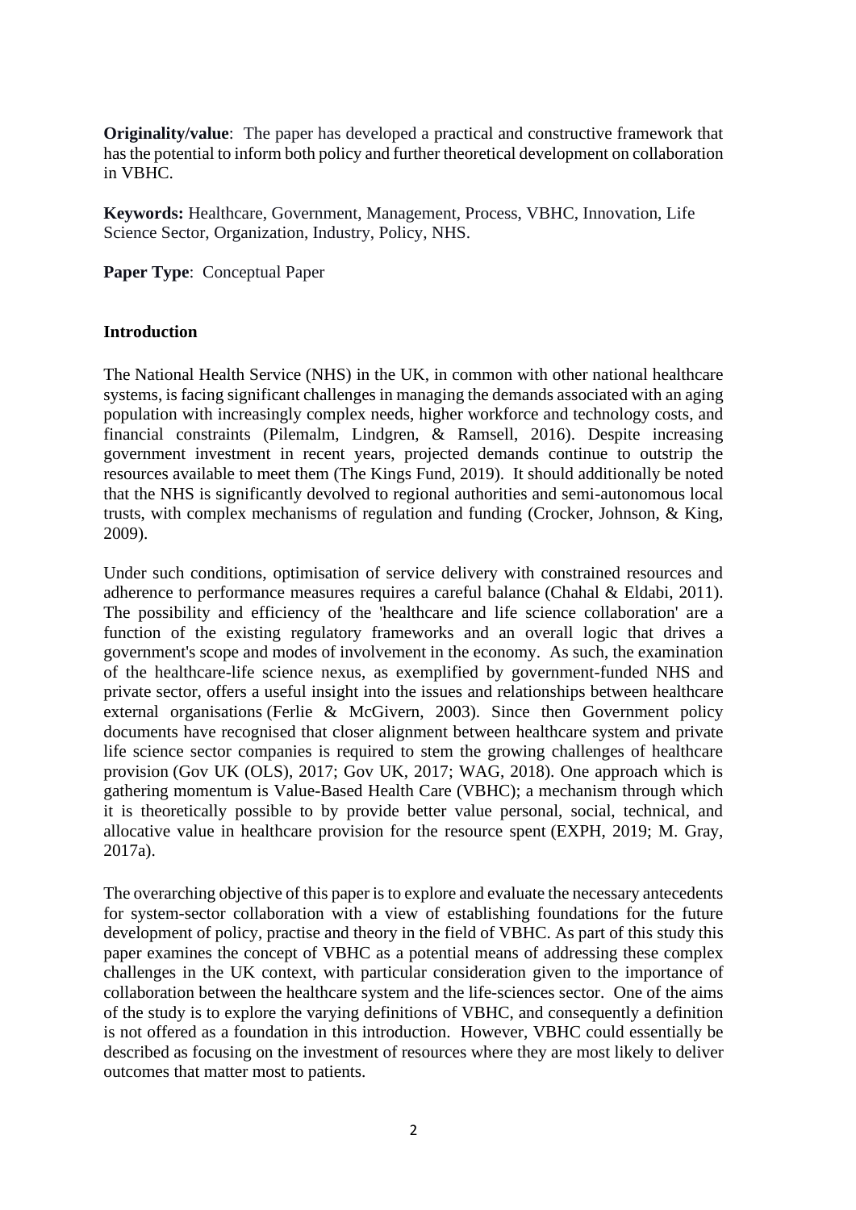**Originality/value**: The paper has developed a practical and constructive framework that has the potential to inform both policy and further theoretical development on collaboration in VBHC.

**Keywords:** Healthcare, Government, Management, Process, VBHC, Innovation, Life Science Sector, Organization, Industry, Policy, NHS.

**Paper Type**: Conceptual Paper

## Introduction

The National Health Service (NHS) in the UK, in common with other national healthcare systems, is facing significant challenges in managing the demands associated with an aging population with increasingly complex needs, higher workforce and technology costs, and financial constraints (Pilemalm, Lindgren, & Ramsell, 2016). Despite increasing government investment in recent years, projected demands continue to outstrip the resources available to meet them (The Kings Fund, 2019). It should additionally be noted that the NHS is significantly devolved to regional authorities and semi-autonomous local trusts, with complex mechanisms of regulation and funding (Crocker, Johnson, & King, 2009).

Under such conditions, optimisation of service delivery with constrained resources and adherence to performance measures requires a careful balance (Chahal & Eldabi, 2011). The possibility and efficiency of the 'healthcare and life science collaboration' are a function of the existing regulatory frameworks and an overall logic that drives a government's scope and modes of involvement in the economy. As such, the examination of the healthcare-life science nexus, as exemplified by government-funded NHS and private sector, offers a useful insight into the issues and relationships between healthcare external organisations (Ferlie & McGivern, 2003). Since then Government policy documents have recognised that closer alignment between healthcare system and private life science sector companies is required to stem the growing challenges of healthcare provision (Gov UK (OLS), 2017; Gov UK, 2017; WAG, 2018). One approach which is gathering momentum is Value-Based Health Care (VBHC); a mechanism through which it is theoretically possible to by provide better value personal, social, technical, and allocative value in healthcare provision for the resource spent (EXPH, 2019; M. Gray, 2017a).

The overarching objective of this paper is to explore and evaluate the necessary antecedents for system-sector collaboration with a view of establishing foundations for the future development of policy, practise and theory in the field of VBHC. As part of this study this paper examines the concept of VBHC as a potential means of addressing these complex challenges in the UK context, with particular consideration given to the importance of collaboration between the healthcare system and the life-sciences sector. One of the aims of the study is to explore the varying definitions of VBHC, and consequently a definition is not offered as a foundation in this introduction. However, VBHC could essentially be described as focusing on the investment of resources where they are most likely to deliver outcomes that matter most to patients.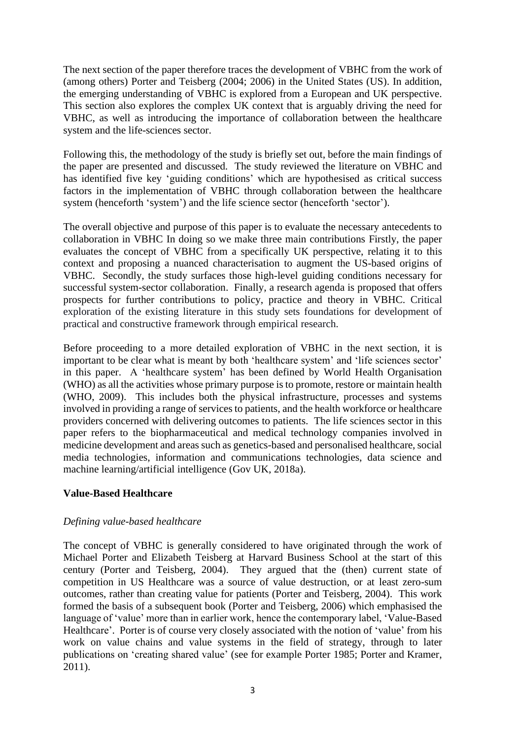The next section of the paper therefore traces the development of VBHC from the work of (among others) Porter and Teisberg (2004; 2006) in the United States (US). In addition, the emerging understanding of VBHC is explored from a European and UK perspective. This section also explores the complex UK context that is arguably driving the need for VBHC, as well as introducing the importance of collaboration between the healthcare system and the life-sciences sector.

Following this, the methodology of the study is briefly set out, before the main findings of the paper are presented and discussed. The study reviewed the literature on VBHC and has identified five key 'guiding conditions' which are hypothesised as critical success factors in the implementation of VBHC through collaboration between the healthcare system (henceforth 'system') and the life science sector (henceforth 'sector').

The overall objective and purpose of this paper is to evaluate the necessary antecedents to collaboration in VBHC In doing so we make three main contributions Firstly, the paper evaluates the concept of VBHC from a specifically UK perspective, relating it to this context and proposing a nuanced characterisation to augment the US-based origins of VBHC. Secondly, the study surfaces those high-level guiding conditions necessary for successful system-sector collaboration. Finally, a research agenda is proposed that offers prospects for further contributions to policy, practice and theory in VBHC. Critical exploration of the existing literature in this study sets foundations for development of practical and constructive framework through empirical research.

Before proceeding to a more detailed exploration of VBHC in the next section, it is important to be clear what is meant by both 'healthcare system' and 'life sciences sector' in this paper. A 'healthcare system' has been defined by World Health Organisation (WHO) as all the activities whose primary purpose is to promote, restore or maintain health (WHO, 2009). This includes both the physical infrastructure, processes and systems involved in providing a range of services to patients, and the health workforce or healthcare providers concerned with delivering outcomes to patients. The life sciences sector in this paper refers to the biopharmaceutical and medical technology companies involved in medicine development and areas such as genetics-based and personalised healthcare, social media technologies, information and communications technologies, data science and machine learning/artificial intelligence (Gov UK, 2018a).

## Value-Based Healthcare

### *Defining value-based healthcare*

The concept of VBHC is generally considered to have originated through the work of Michael Porter and Elizabeth Teisberg at Harvard Business School at the start of this century (Porter and Teisberg, 2004). They argued that the (then) current state of competition in US Healthcare was a source of value destruction, or at least zero-sum outcomes, rather than creating value for patients (Porter and Teisberg, 2004). This work formed the basis of a subsequent book (Porter and Teisberg, 2006) which emphasised the language of 'value' more than in earlier work, hence the contemporary label, 'Value-Based Healthcare'. Porter is of course very closely associated with the notion of 'value' from his work on value chains and value systems in the field of strategy, through to later publications on 'creating shared value' (see for example Porter 1985; Porter and Kramer, 2011).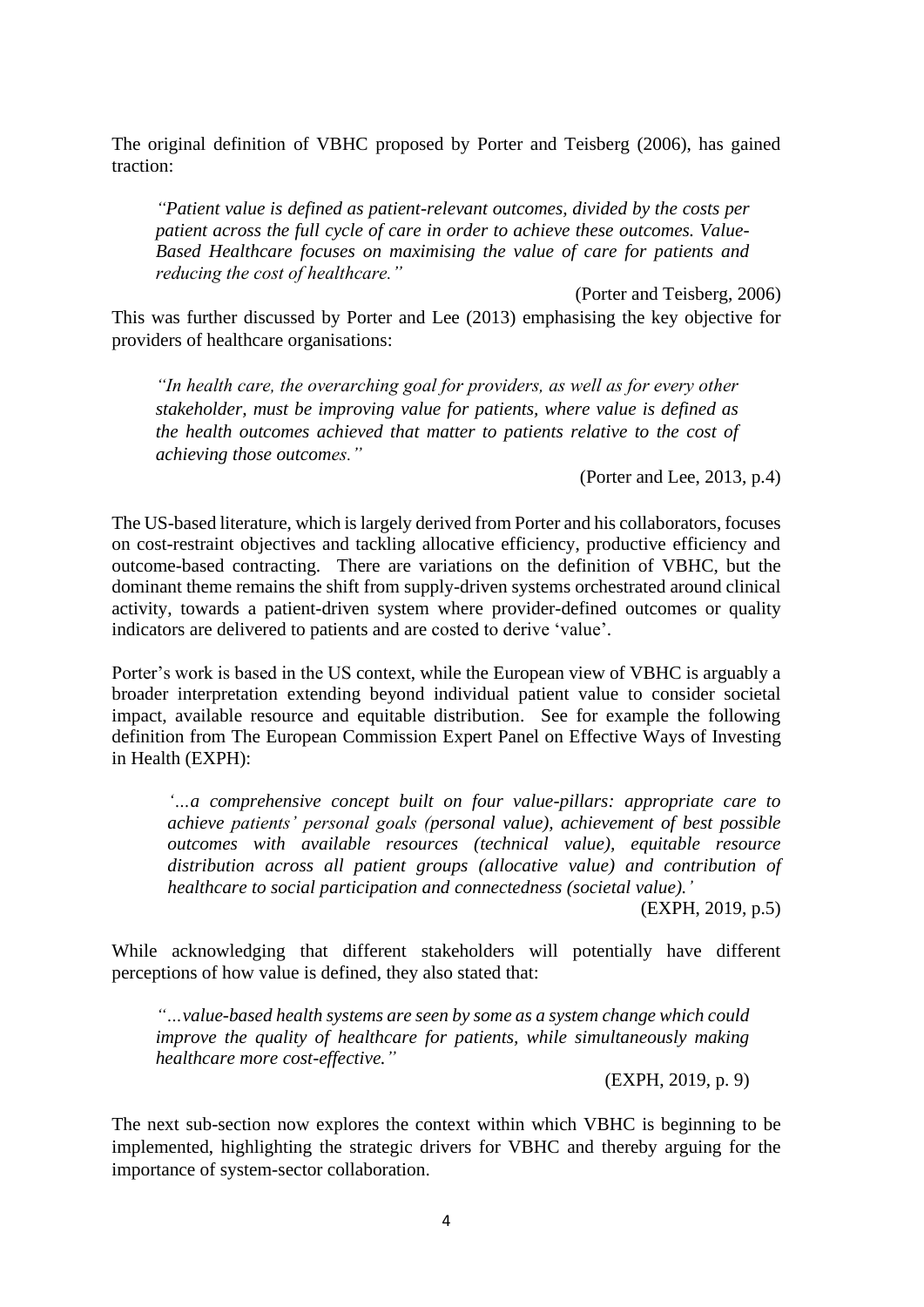The original definition of VBHC proposed by Porter and Teisberg (2006), has gained traction:

> *"Patient value is defined as patient-relevant outcomes, divided by the costs per patient across the full cycle of care in order to achieve these outcomes. Value-Based Healthcare focuses on maximising the value of care for patients and reducing the cost of healthcare."*
>
> (Porter and Teisberg, 2006)

This was further discussed by Porter and Lee (2013) emphasising the key objective for providers of healthcare organisations:

> *"In health care, the overarching goal for providers, as well as for every other stakeholder, must be improving value for patients, where value is defined as the health outcomes achieved that matter to patients relative to the cost of achieving those outcomes."*
>
> (Porter and Lee, 2013, p.4)

The US-based literature, which is largely derived from Porter and his collaborators, focuses on cost-restraint objectives and tackling allocative efficiency, productive efficiency and outcome-based contracting. There are variations on the definition of VBHC, but the dominant theme remains the shift from supply-driven systems orchestrated around clinical activity, towards a patient-driven system where provider-defined outcomes or quality indicators are delivered to patients and are costed to derive 'value'.

Porter's work is based in the US context, while the European view of VBHC is arguably a broader interpretation extending beyond individual patient value to consider societal impact, available resource and equitable distribution. See for example the following definition from The European Commission Expert Panel on Effective Ways of Investing in Health (EXPH):

> *'...a comprehensive concept built on four value-pillars: appropriate care to achieve patients' personal goals (personal value), achievement of best possible outcomes with available resources (technical value), equitable resource distribution across all patient groups (allocative value) and contribution of healthcare to social participation and connectedness (societal value).'*
>
> (EXPH, 2019, p.5)

While acknowledging that different stakeholders will potentially have different perceptions of how value is defined, they also stated that:

> *"...value-based health systems are seen by some as a system change which could improve the quality of healthcare for patients, while simultaneously making healthcare more cost-effective."*
>
> (EXPH, 2019, p. 9)

The next sub-section now explores the context within which VBHC is beginning to be implemented, highlighting the strategic drivers for VBHC and thereby arguing for the importance of system-sector collaboration.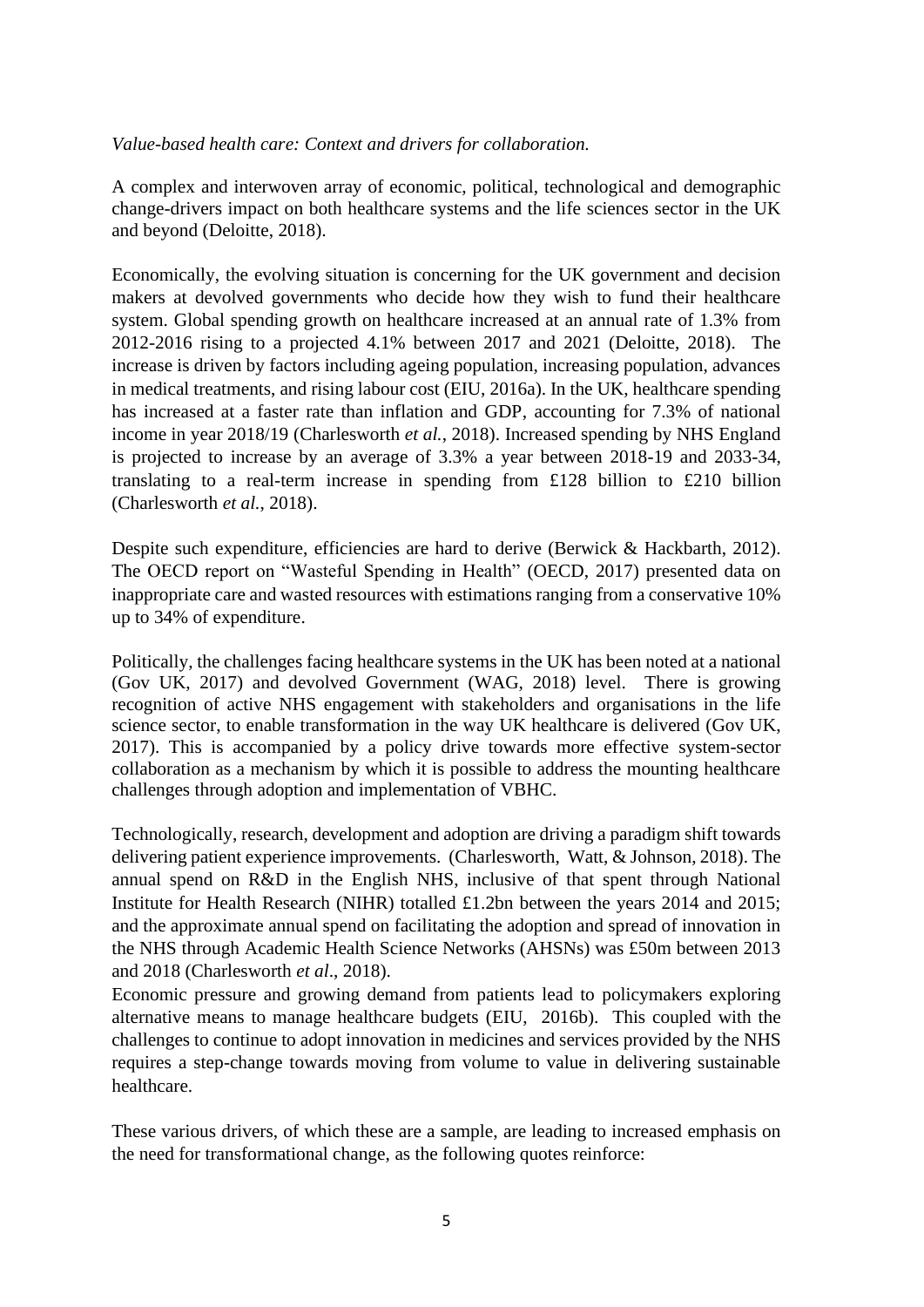*Value-based health care: Context and drivers for collaboration.*

A complex and interwoven array of economic, political, technological and demographic change-drivers impact on both healthcare systems and the life sciences sector in the UK and beyond (Deloitte, 2018).

Economically, the evolving situation is concerning for the UK government and decision makers at devolved governments who decide how they wish to fund their healthcare system. Global spending growth on healthcare increased at an annual rate of 1.3% from 2012-2016 rising to a projected 4.1% between 2017 and 2021 (Deloitte, 2018). The increase is driven by factors including ageing population, increasing population, advances in medical treatments, and rising labour cost (EIU, 2016a). In the UK, healthcare spending has increased at a faster rate than inflation and GDP, accounting for 7.3% of national income in year 2018/19 (Charlesworth *et al.*, 2018). Increased spending by NHS England is projected to increase by an average of 3.3% a year between 2018-19 and 2033-34, translating to a real-term increase in spending from £128 billion to £210 billion (Charlesworth *et al.*, 2018).

Despite such expenditure, efficiencies are hard to derive (Berwick & Hackbarth, 2012). The OECD report on "Wasteful Spending in Health" (OECD, 2017) presented data on inappropriate care and wasted resources with estimations ranging from a conservative 10% up to 34% of expenditure.

Politically, the challenges facing healthcare systems in the UK has been noted at a national (Gov UK, 2017) and devolved Government (WAG, 2018) level. There is growing recognition of active NHS engagement with stakeholders and organisations in the life science sector, to enable transformation in the way UK healthcare is delivered (Gov UK, 2017). This is accompanied by a policy drive towards more effective system-sector collaboration as a mechanism by which it is possible to address the mounting healthcare challenges through adoption and implementation of VBHC.

Technologically, research, development and adoption are driving a paradigm shift towards delivering patient experience improvements. (Charlesworth, Watt, & Johnson, 2018). The annual spend on R&D in the English NHS, inclusive of that spent through National Institute for Health Research (NIHR) totalled £1.2bn between the years 2014 and 2015; and the approximate annual spend on facilitating the adoption and spread of innovation in the NHS through Academic Health Science Networks (AHSNs) was £50m between 2013 and 2018 (Charlesworth *et al*., 2018).

Economic pressure and growing demand from patients lead to policymakers exploring alternative means to manage healthcare budgets (EIU, 2016b). This coupled with the challenges to continue to adopt innovation in medicines and services provided by the NHS requires a step-change towards moving from volume to value in delivering sustainable healthcare.

These various drivers, of which these are a sample, are leading to increased emphasis on the need for transformational change, as the following quotes reinforce: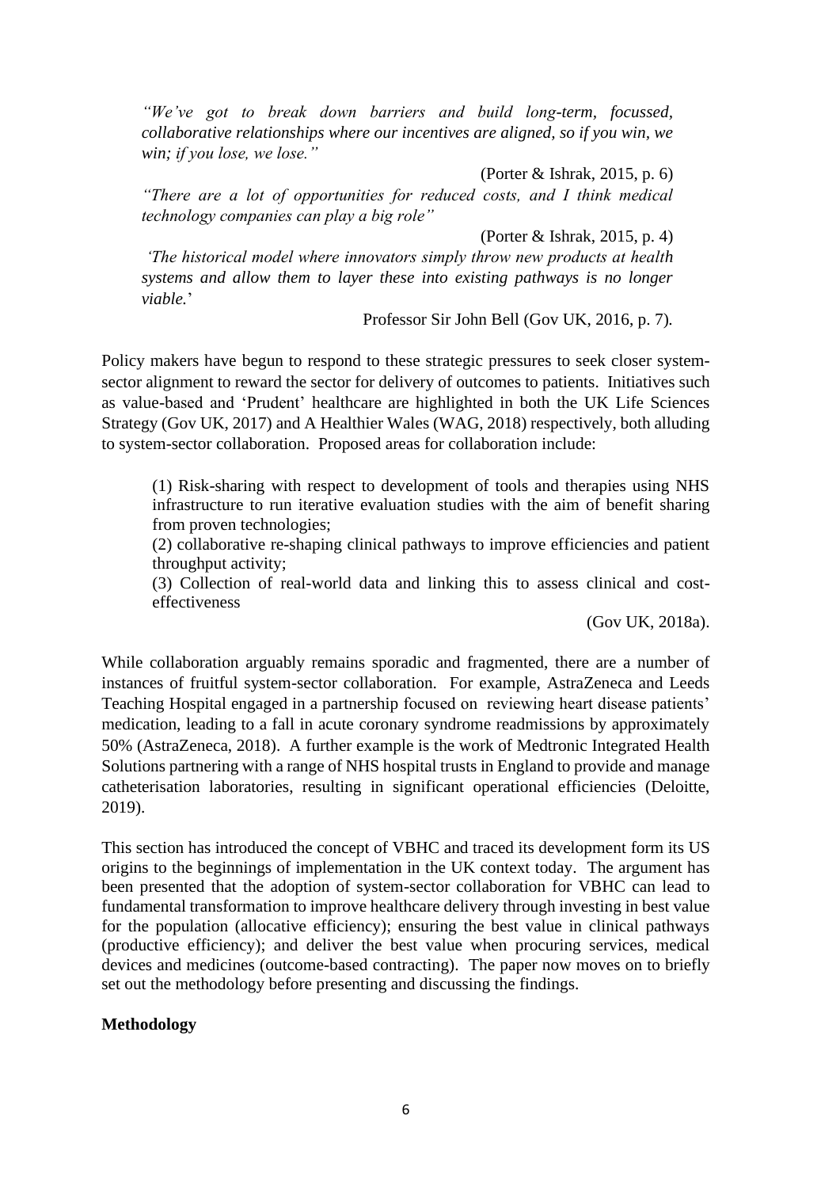> *"We've got to break down barriers and build long-term, focussed, collaborative relationships where our incentives are aligned, so if you win, we win; if you lose, we lose."*
>
> (Porter & Ishrak, 2015, p. 6)
>
> *"There are a lot of opportunities for reduced costs, and I think medical technology companies can play a big role"*
>
> (Porter & Ishrak, 2015, p. 4)
>
> *'The historical model where innovators simply throw new products at health systems and allow them to layer these into existing pathways is no longer viable.'*
>
> Professor Sir John Bell (Gov UK, 2016, p. 7).

Policy makers have begun to respond to these strategic pressures to seek closer system-sector alignment to reward the sector for delivery of outcomes to patients. Initiatives such as value-based and 'Prudent' healthcare are highlighted in both the UK Life Sciences Strategy (Gov UK, 2017) and A Healthier Wales (WAG, 2018) respectively, both alluding to system-sector collaboration. Proposed areas for collaboration include:

> (1) Risk-sharing with respect to development of tools and therapies using NHS infrastructure to run iterative evaluation studies with the aim of benefit sharing from proven technologies;
>
> (2) collaborative re-shaping clinical pathways to improve efficiencies and patient throughput activity;
>
> (3) Collection of real-world data and linking this to assess clinical and cost-effectiveness
>
> (Gov UK, 2018a).

While collaboration arguably remains sporadic and fragmented, there are a number of instances of fruitful system-sector collaboration. For example, AstraZeneca and Leeds Teaching Hospital engaged in a partnership focused on reviewing heart disease patients' medication, leading to a fall in acute coronary syndrome readmissions by approximately 50% (AstraZeneca, 2018). A further example is the work of Medtronic Integrated Health Solutions partnering with a range of NHS hospital trusts in England to provide and manage catheterisation laboratories, resulting in significant operational efficiencies (Deloitte, 2019).

This section has introduced the concept of VBHC and traced its development form its US origins to the beginnings of implementation in the UK context today. The argument has been presented that the adoption of system-sector collaboration for VBHC can lead to fundamental transformation to improve healthcare delivery through investing in best value for the population (allocative efficiency); ensuring the best value in clinical pathways (productive efficiency); and deliver the best value when procuring services, medical devices and medicines (outcome-based contracting). The paper now moves on to briefly set out the methodology before presenting and discussing the findings.

**Methodology**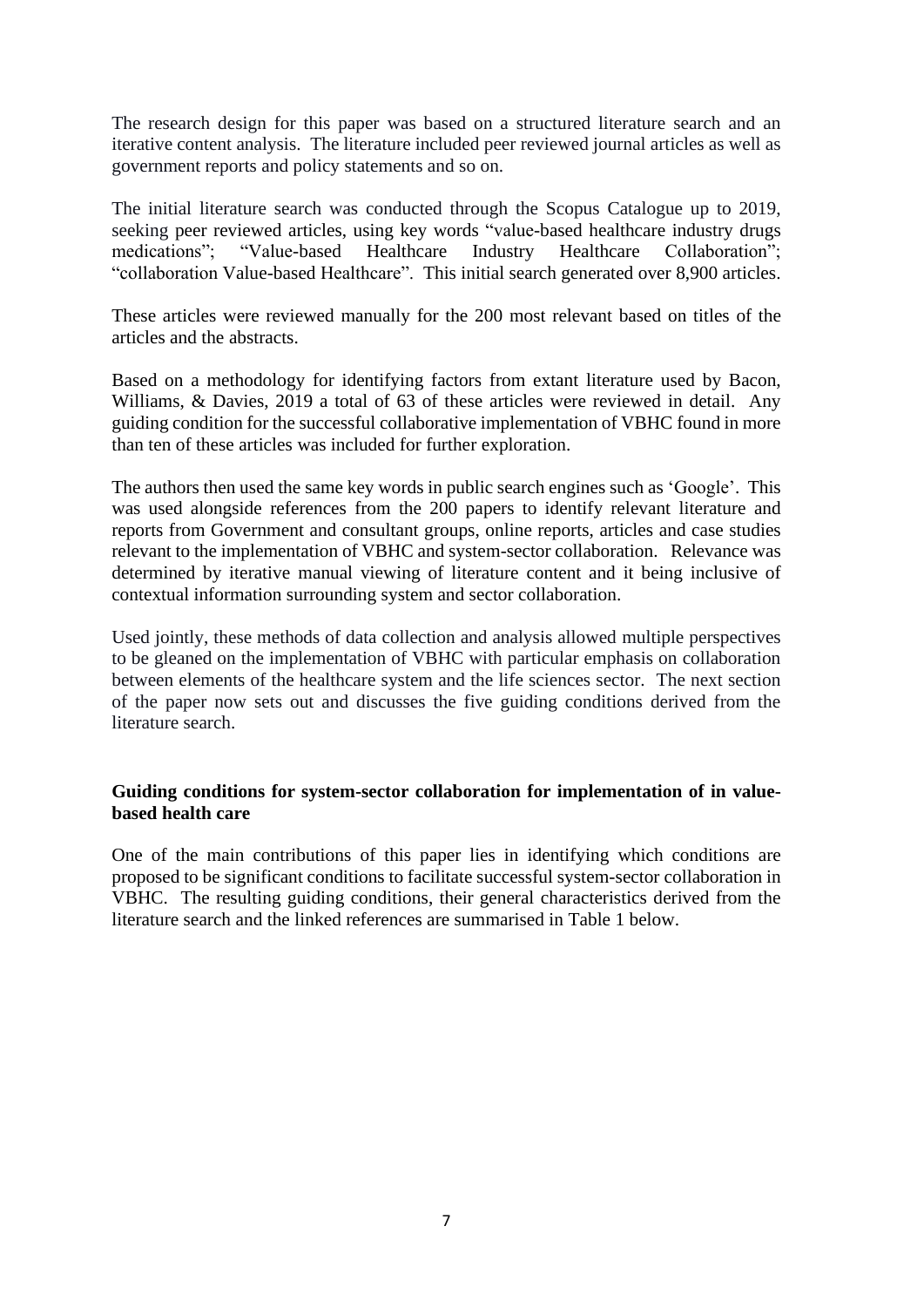The research design for this paper was based on a structured literature search and an iterative content analysis. The literature included peer reviewed journal articles as well as government reports and policy statements and so on.

The initial literature search was conducted through the Scopus Catalogue up to 2019, seeking peer reviewed articles, using key words "value-based healthcare industry drugs medications"; "Value-based Healthcare Industry Healthcare Collaboration"; "collaboration Value-based Healthcare". This initial search generated over 8,900 articles.

These articles were reviewed manually for the 200 most relevant based on titles of the articles and the abstracts.

Based on a methodology for identifying factors from extant literature used by Bacon, Williams, & Davies, 2019 a total of 63 of these articles were reviewed in detail. Any guiding condition for the successful collaborative implementation of VBHC found in more than ten of these articles was included for further exploration.

The authors then used the same key words in public search engines such as 'Google'. This was used alongside references from the 200 papers to identify relevant literature and reports from Government and consultant groups, online reports, articles and case studies relevant to the implementation of VBHC and system-sector collaboration. Relevance was determined by iterative manual viewing of literature content and it being inclusive of contextual information surrounding system and sector collaboration.

Used jointly, these methods of data collection and analysis allowed multiple perspectives to be gleaned on the implementation of VBHC with particular emphasis on collaboration between elements of the healthcare system and the life sciences sector. The next section of the paper now sets out and discusses the five guiding conditions derived from the literature search.

**Guiding conditions for system-sector collaboration for implementation of in value-based health care**

One of the main contributions of this paper lies in identifying which conditions are proposed to be significant conditions to facilitate successful system-sector collaboration in VBHC. The resulting guiding conditions, their general characteristics derived from the literature search and the linked references are summarised in Table 1 below.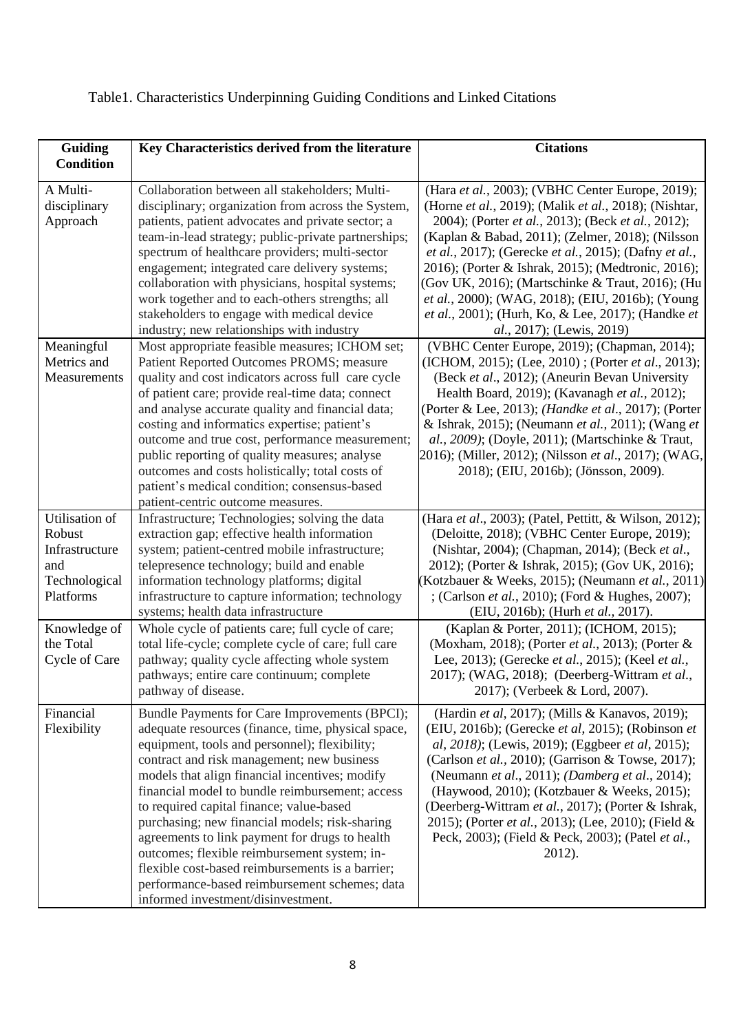Table1. Characteristics Underpinning Guiding Conditions and Linked Citations

| Guiding Condition | Key Characteristics derived from the literature | Citations |
|---|---|---|
| A Multi-disciplinary Approach | Collaboration between all stakeholders; Multi-disciplinary; organization from across the System, patients, patient advocates and private sector; a team-in-lead strategy; public-private partnerships; spectrum of healthcare providers; multi-sector engagement; integrated care delivery systems; collaboration with physicians, hospital systems; work together and to each-others strengths; all stakeholders to engage with medical device industry; new relationships with industry | (Hara *et al.*, 2003); (VBHC Center Europe, 2019); (Horne *et al.*, 2019); (Malik *et al*., 2018); (Nishtar, 2004); (Porter *et al.*, 2013); (Beck *et al.*, 2012); (Kaplan & Babad, 2011); (Zelmer, 2018); (Nilsson *et al.*, 2017); (Gerecke *et al.*, 2015); (Dafny *et al.*, 2016); (Porter & Ishrak, 2015); (Medtronic, 2016); (Gov UK, 2016); (Martschinke & Traut, 2016); (Hu *et al.*, 2000); (WAG, 2018); (EIU, 2016b); (Young *et al.*, 2001); (Hurh, Ko, & Lee, 2017); (Handke *et al.*, 2017); (Lewis, 2019) |
| Meaningful Metrics and Measurements | Most appropriate feasible measures; ICHOM set; Patient Reported Outcomes PROMS; measure quality and cost indicators across full care cycle of patient care; provide real-time data; connect and analyse accurate quality and financial data; costing and informatics expertise; patient's outcome and true cost, performance measurement; public reporting of quality measures; analyse outcomes and costs holistically; total costs of patient's medical condition; consensus-based patient-centric outcome measures. | (VBHC Center Europe, 2019); (Chapman, 2014); (ICHOM, 2015); (Lee, 2010) ; (Porter *et al*., 2013); (Beck *et al*., 2012); (Aneurin Bevan University Health Board, 2019); (Kavanagh *et al.*, 2012); (Porter & Lee, 2013); (*Handke et al*., 2017); (Porter & Ishrak, 2015); (Neumann *et al.*, 2011); (Wang *et al., 2009)*; (Doyle, 2011); (Martschinke & Traut, 2016); (Miller, 2012); (Nilsson *et al*., 2017); (WAG, 2018); (EIU, 2016b); (Jönsson, 2009). |
| Utilisation of Robust Infrastructure and Technological Platforms | Infrastructure; Technologies; solving the data extraction gap; effective health information system; patient-centred mobile infrastructure; telepresence technology; build and enable information technology platforms; digital infrastructure to capture information; technology systems; health data infrastructure | (Hara *et al*., 2003); (Patel, Pettitt, & Wilson, 2012); (Deloitte, 2018); (VBHC Center Europe, 2019); (Nishtar, 2004); (Chapman, 2014); (Beck *et al*., 2012); (Porter & Ishrak, 2015); (Gov UK, 2016); (Kotzbauer & Weeks, 2015); (Neumann *et al.*, 2011) ; (Carlson *et al.*, 2010); (Ford & Hughes, 2007); (EIU, 2016b); (Hurh *et al.*, 2017). |
| Knowledge of the Total Cycle of Care | Whole cycle of patients care; full cycle of care; total life-cycle; complete cycle of care; full care pathway; quality cycle affecting whole system pathways; entire care continuum; complete pathway of disease. | (Kaplan & Porter, 2011); (ICHOM, 2015); (Moxham, 2018); (Porter *et al.*, 2013); (Porter & Lee, 2013); (Gerecke *et al.*, 2015); (Keel *et al.*, 2017); (WAG, 2018); (Deerberg-Wittram *et al.*, 2017); (Verbeek & Lord, 2007). |
| Financial Flexibility | Bundle Payments for Care Improvements (BPCI); adequate resources (finance, time, physical space, equipment, tools and personnel); flexibility; contract and risk management; new business models that align financial incentives; modify financial model to bundle reimbursement; access to required capital finance; value-based purchasing; new financial models; risk-sharing agreements to link payment for drugs to health outcomes; flexible reimbursement system; in-flexible cost-based reimbursements is a barrier; performance-based reimbursement schemes; data informed investment/disinvestment. | (Hardin *et al*, 2017); (Mills & Kanavos, 2019); (EIU, 2016b); (Gerecke *et al*, 2015); (Robinson *et al, 2018)*; (Lewis, 2019); (Eggbeer *et al*, 2015); (Carlson *et al.,* 2010); (Garrison & Towse, 2017); (Neumann *et al*., 2011); *(Damberg et al*., 2014); (Haywood, 2010); (Kotzbauer & Weeks, 2015); (Deerberg-Wittram *et al.*, 2017); (Porter & Ishrak, 2015); (Porter *et al.*, 2013); (Lee, 2010); (Field & Peck, 2003); (Field & Peck, 2003); (Patel *et al.*, 2012). |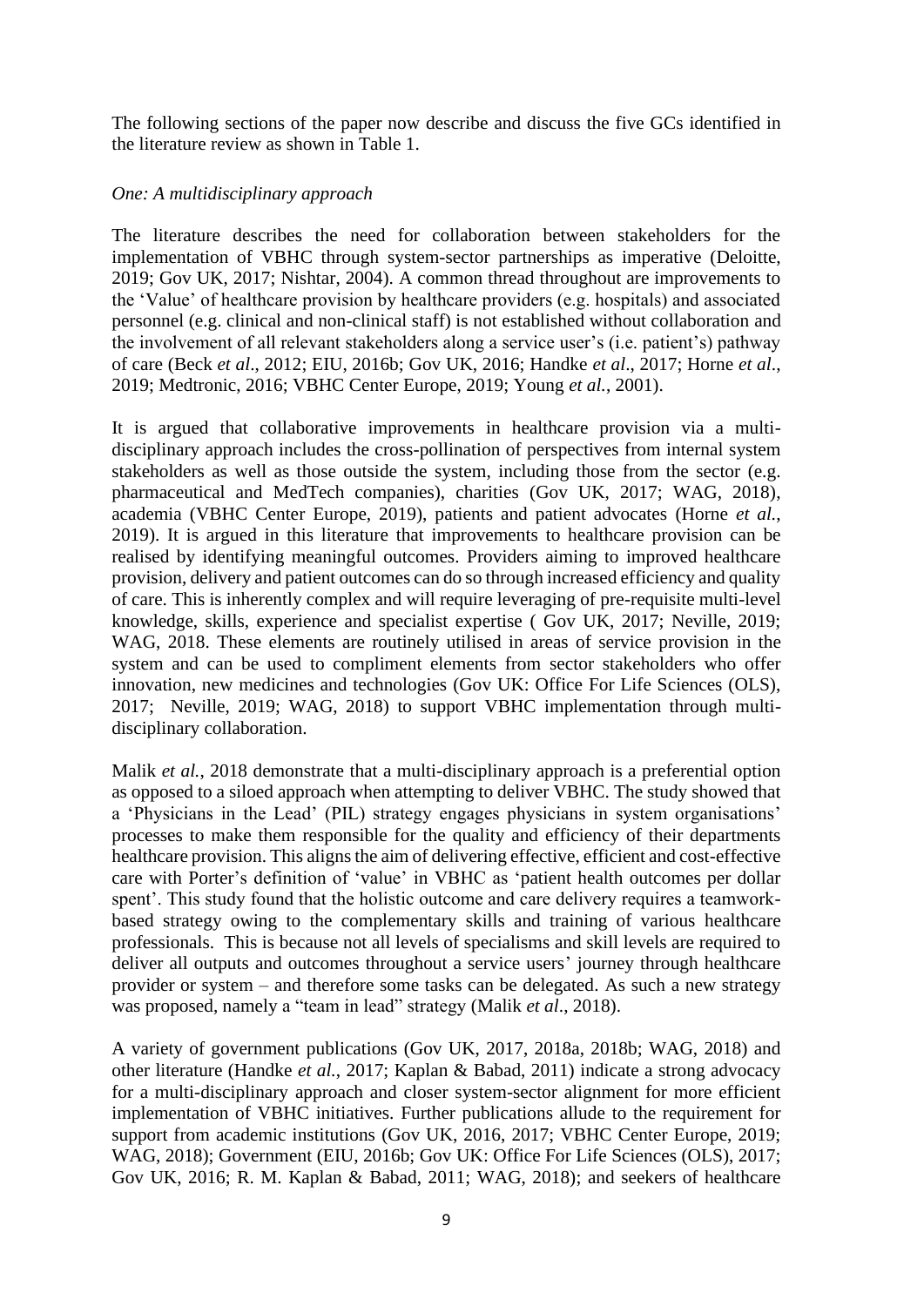The following sections of the paper now describe and discuss the five GCs identified in the literature review as shown in Table 1.

*One: A multidisciplinary approach*

The literature describes the need for collaboration between stakeholders for the implementation of VBHC through system-sector partnerships as imperative (Deloitte, 2019; Gov UK, 2017; Nishtar, 2004). A common thread throughout are improvements to the 'Value' of healthcare provision by healthcare providers (e.g. hospitals) and associated personnel (e.g. clinical and non-clinical staff) is not established without collaboration and the involvement of all relevant stakeholders along a service user's (i.e. patient's) pathway of care (Beck *et al*., 2012; EIU, 2016b; Gov UK, 2016; Handke *et al*., 2017; Horne *et al*., 2019; Medtronic, 2016; VBHC Center Europe, 2019; Young *et al.*, 2001).

It is argued that collaborative improvements in healthcare provision via a multi-disciplinary approach includes the cross-pollination of perspectives from internal system stakeholders as well as those outside the system, including those from the sector (e.g. pharmaceutical and MedTech companies), charities (Gov UK, 2017; WAG, 2018), academia (VBHC Center Europe, 2019), patients and patient advocates (Horne *et al.*, 2019). It is argued in this literature that improvements to healthcare provision can be realised by identifying meaningful outcomes. Providers aiming to improved healthcare provision, delivery and patient outcomes can do so through increased efficiency and quality of care. This is inherently complex and will require leveraging of pre-requisite multi-level knowledge, skills, experience and specialist expertise ( Gov UK, 2017; Neville, 2019; WAG, 2018. These elements are routinely utilised in areas of service provision in the system and can be used to compliment elements from sector stakeholders who offer innovation, new medicines and technologies (Gov UK: Office For Life Sciences (OLS), 2017; Neville, 2019; WAG, 2018) to support VBHC implementation through multi-disciplinary collaboration.

Malik *et al.*, 2018 demonstrate that a multi-disciplinary approach is a preferential option as opposed to a siloed approach when attempting to deliver VBHC. The study showed that a 'Physicians in the Lead' (PIL) strategy engages physicians in system organisations' processes to make them responsible for the quality and efficiency of their departments healthcare provision. This aligns the aim of delivering effective, efficient and cost-effective care with Porter's definition of 'value' in VBHC as 'patient health outcomes per dollar spent'. This study found that the holistic outcome and care delivery requires a teamwork-based strategy owing to the complementary skills and training of various healthcare professionals. This is because not all levels of specialisms and skill levels are required to deliver all outputs and outcomes throughout a service users' journey through healthcare provider or system – and therefore some tasks can be delegated. As such a new strategy was proposed, namely a "team in lead" strategy (Malik *et al*., 2018).

A variety of government publications (Gov UK, 2017, 2018a, 2018b; WAG, 2018) and other literature (Handke *et al.*, 2017; Kaplan & Babad, 2011) indicate a strong advocacy for a multi-disciplinary approach and closer system-sector alignment for more efficient implementation of VBHC initiatives. Further publications allude to the requirement for support from academic institutions (Gov UK, 2016, 2017; VBHC Center Europe, 2019; WAG, 2018); Government (EIU, 2016b; Gov UK: Office For Life Sciences (OLS), 2017; Gov UK, 2016; R. M. Kaplan & Babad, 2011; WAG, 2018); and seekers of healthcare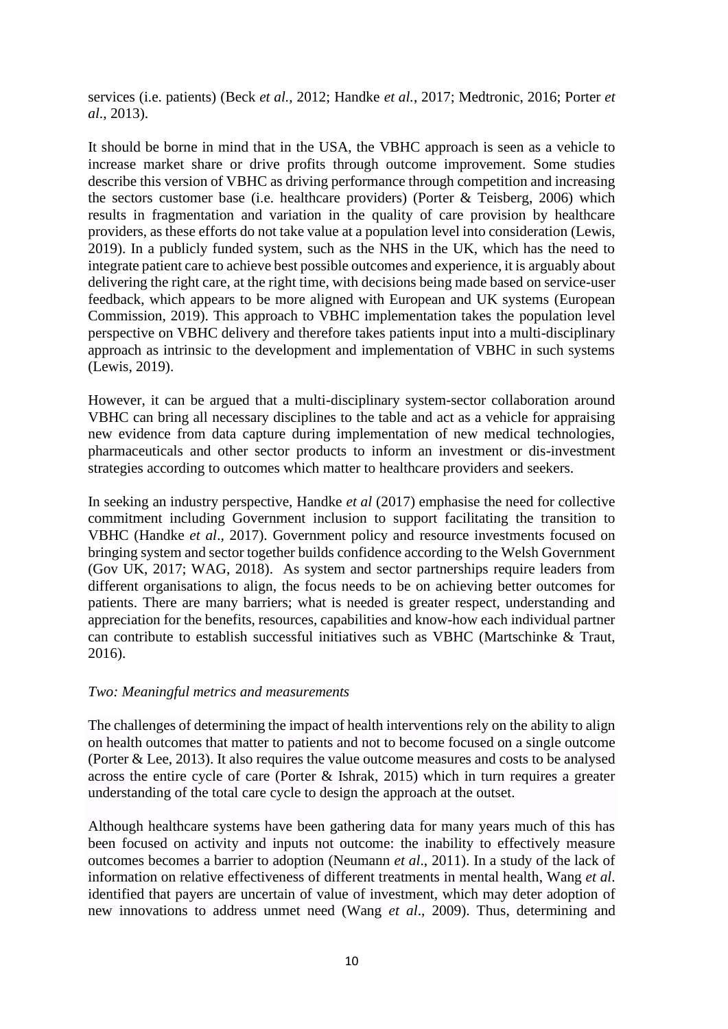services (i.e. patients) (Beck *et al.*, 2012; Handke *et al.*, 2017; Medtronic, 2016; Porter *et al*., 2013).

It should be borne in mind that in the USA, the VBHC approach is seen as a vehicle to increase market share or drive profits through outcome improvement. Some studies describe this version of VBHC as driving performance through competition and increasing the sectors customer base (i.e. healthcare providers) (Porter & Teisberg, 2006) which results in fragmentation and variation in the quality of care provision by healthcare providers, as these efforts do not take value at a population level into consideration (Lewis, 2019). In a publicly funded system, such as the NHS in the UK, which has the need to integrate patient care to achieve best possible outcomes and experience, it is arguably about delivering the right care, at the right time, with decisions being made based on service-user feedback, which appears to be more aligned with European and UK systems (European Commission, 2019). This approach to VBHC implementation takes the population level perspective on VBHC delivery and therefore takes patients input into a multi-disciplinary approach as intrinsic to the development and implementation of VBHC in such systems (Lewis, 2019).

However, it can be argued that a multi-disciplinary system-sector collaboration around VBHC can bring all necessary disciplines to the table and act as a vehicle for appraising new evidence from data capture during implementation of new medical technologies, pharmaceuticals and other sector products to inform an investment or dis-investment strategies according to outcomes which matter to healthcare providers and seekers.

In seeking an industry perspective, Handke *et al* (2017) emphasise the need for collective commitment including Government inclusion to support facilitating the transition to VBHC (Handke *et al*., 2017). Government policy and resource investments focused on bringing system and sector together builds confidence according to the Welsh Government (Gov UK, 2017; WAG, 2018). As system and sector partnerships require leaders from different organisations to align, the focus needs to be on achieving better outcomes for patients. There are many barriers; what is needed is greater respect, understanding and appreciation for the benefits, resources, capabilities and know-how each individual partner can contribute to establish successful initiatives such as VBHC (Martschinke & Traut, 2016).

*Two: Meaningful metrics and measurements*

The challenges of determining the impact of health interventions rely on the ability to align on health outcomes that matter to patients and not to become focused on a single outcome (Porter & Lee, 2013). It also requires the value outcome measures and costs to be analysed across the entire cycle of care (Porter & Ishrak, 2015) which in turn requires a greater understanding of the total care cycle to design the approach at the outset.

Although healthcare systems have been gathering data for many years much of this has been focused on activity and inputs not outcome: the inability to effectively measure outcomes becomes a barrier to adoption (Neumann *et al*., 2011). In a study of the lack of information on relative effectiveness of different treatments in mental health, Wang *et al*. identified that payers are uncertain of value of investment, which may deter adoption of new innovations to address unmet need (Wang *et al*., 2009). Thus, determining and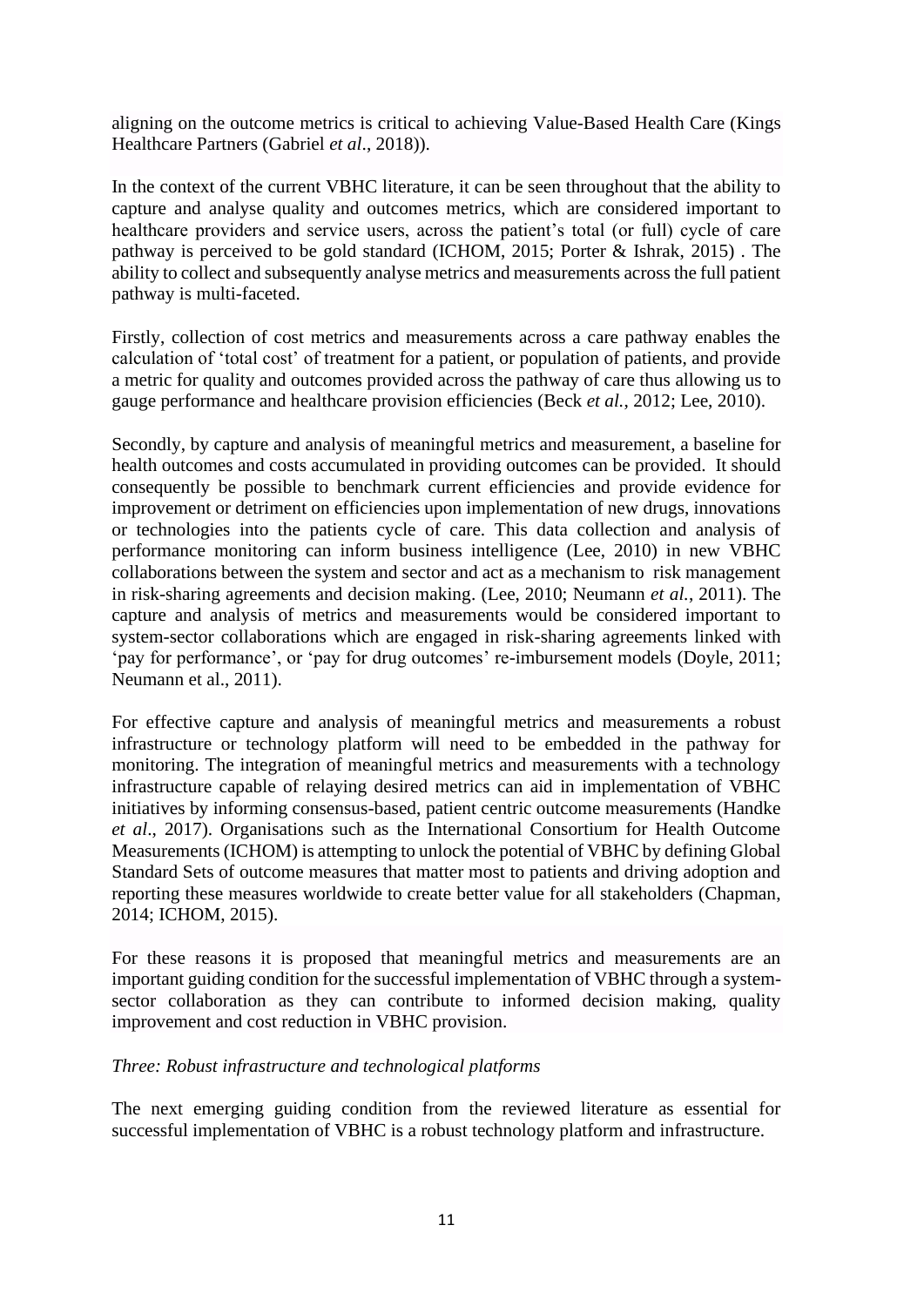aligning on the outcome metrics is critical to achieving Value-Based Health Care (Kings Healthcare Partners (Gabriel *et al*., 2018)).

In the context of the current VBHC literature, it can be seen throughout that the ability to capture and analyse quality and outcomes metrics, which are considered important to healthcare providers and service users, across the patient's total (or full) cycle of care pathway is perceived to be gold standard (ICHOM, 2015; Porter & Ishrak, 2015) . The ability to collect and subsequently analyse metrics and measurements across the full patient pathway is multi-faceted.

Firstly, collection of cost metrics and measurements across a care pathway enables the calculation of 'total cost' of treatment for a patient, or population of patients, and provide a metric for quality and outcomes provided across the pathway of care thus allowing us to gauge performance and healthcare provision efficiencies (Beck *et al.*, 2012; Lee, 2010).

Secondly, by capture and analysis of meaningful metrics and measurement, a baseline for health outcomes and costs accumulated in providing outcomes can be provided. It should consequently be possible to benchmark current efficiencies and provide evidence for improvement or detriment on efficiencies upon implementation of new drugs, innovations or technologies into the patients cycle of care. This data collection and analysis of performance monitoring can inform business intelligence (Lee, 2010) in new VBHC collaborations between the system and sector and act as a mechanism to risk management in risk-sharing agreements and decision making. (Lee, 2010; Neumann *et al.*, 2011). The capture and analysis of metrics and measurements would be considered important to system-sector collaborations which are engaged in risk-sharing agreements linked with 'pay for performance', or 'pay for drug outcomes' re-imbursement models (Doyle, 2011; Neumann et al., 2011).

For effective capture and analysis of meaningful metrics and measurements a robust infrastructure or technology platform will need to be embedded in the pathway for monitoring. The integration of meaningful metrics and measurements with a technology infrastructure capable of relaying desired metrics can aid in implementation of VBHC initiatives by informing consensus-based, patient centric outcome measurements (Handke *et al*., 2017). Organisations such as the International Consortium for Health Outcome Measurements (ICHOM) is attempting to unlock the potential of VBHC by defining Global Standard Sets of outcome measures that matter most to patients and driving adoption and reporting these measures worldwide to create better value for all stakeholders (Chapman, 2014; ICHOM, 2015).

For these reasons it is proposed that meaningful metrics and measurements are an important guiding condition for the successful implementation of VBHC through a system-sector collaboration as they can contribute to informed decision making, quality improvement and cost reduction in VBHC provision.

*Three: Robust infrastructure and technological platforms*

The next emerging guiding condition from the reviewed literature as essential for successful implementation of VBHC is a robust technology platform and infrastructure.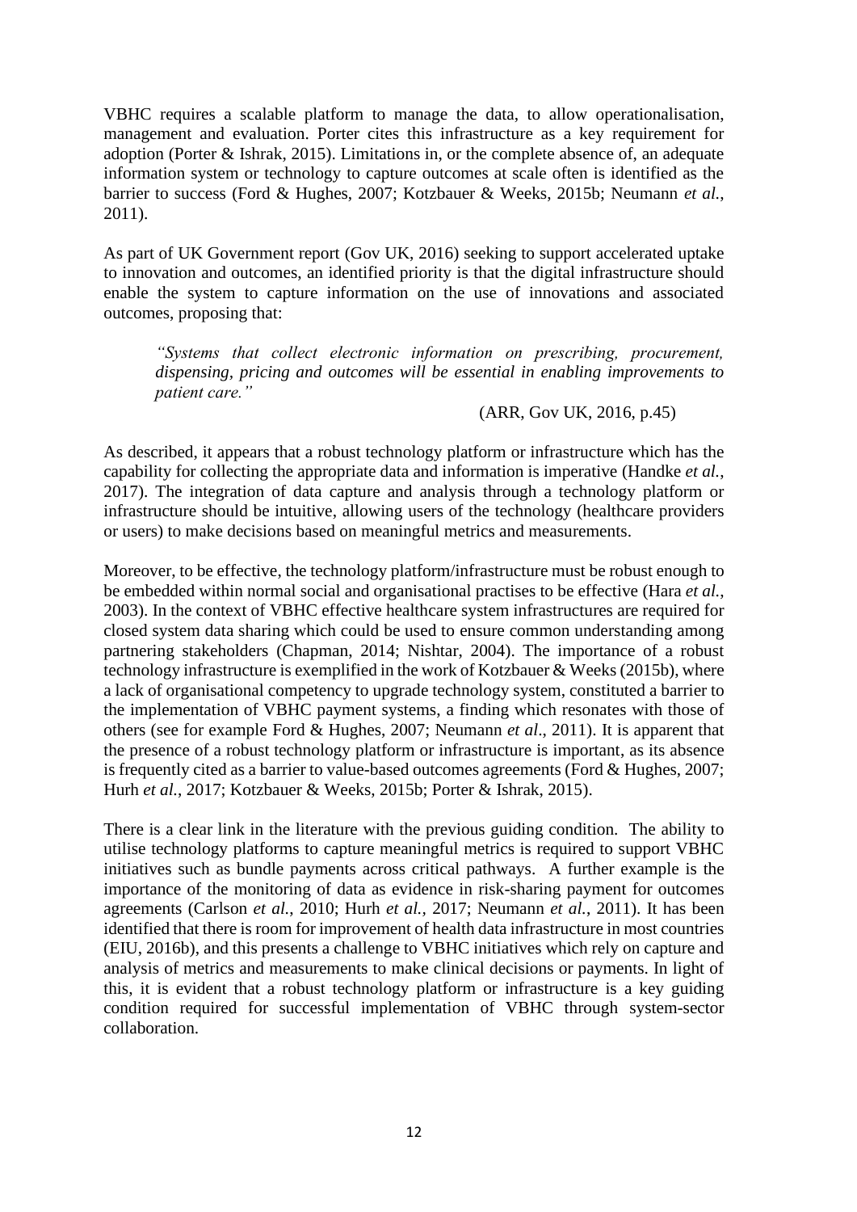VBHC requires a scalable platform to manage the data, to allow operationalisation, management and evaluation. Porter cites this infrastructure as a key requirement for adoption (Porter & Ishrak, 2015). Limitations in, or the complete absence of, an adequate information system or technology to capture outcomes at scale often is identified as the barrier to success (Ford & Hughes, 2007; Kotzbauer & Weeks, 2015b; Neumann *et al.*, 2011).

As part of UK Government report (Gov UK, 2016) seeking to support accelerated uptake to innovation and outcomes, an identified priority is that the digital infrastructure should enable the system to capture information on the use of innovations and associated outcomes, proposing that:

> *"Systems that collect electronic information on prescribing, procurement, dispensing, pricing and outcomes will be essential in enabling improvements to patient care."*
>
> (ARR, Gov UK, 2016, p.45)

As described, it appears that a robust technology platform or infrastructure which has the capability for collecting the appropriate data and information is imperative (Handke *et al.*, 2017). The integration of data capture and analysis through a technology platform or infrastructure should be intuitive, allowing users of the technology (healthcare providers or users) to make decisions based on meaningful metrics and measurements.

Moreover, to be effective, the technology platform/infrastructure must be robust enough to be embedded within normal social and organisational practises to be effective (Hara *et al.*, 2003). In the context of VBHC effective healthcare system infrastructures are required for closed system data sharing which could be used to ensure common understanding among partnering stakeholders (Chapman, 2014; Nishtar, 2004). The importance of a robust technology infrastructure is exemplified in the work of Kotzbauer & Weeks (2015b), where a lack of organisational competency to upgrade technology system, constituted a barrier to the implementation of VBHC payment systems, a finding which resonates with those of others (see for example Ford & Hughes, 2007; Neumann *et al*., 2011). It is apparent that the presence of a robust technology platform or infrastructure is important, as its absence is frequently cited as a barrier to value-based outcomes agreements (Ford & Hughes, 2007; Hurh *et al.*, 2017; Kotzbauer & Weeks, 2015b; Porter & Ishrak, 2015).

There is a clear link in the literature with the previous guiding condition. The ability to utilise technology platforms to capture meaningful metrics is required to support VBHC initiatives such as bundle payments across critical pathways. A further example is the importance of the monitoring of data as evidence in risk-sharing payment for outcomes agreements (Carlson *et al.*, 2010; Hurh *et al.*, 2017; Neumann *et al.*, 2011). It has been identified that there is room for improvement of health data infrastructure in most countries (EIU, 2016b), and this presents a challenge to VBHC initiatives which rely on capture and analysis of metrics and measurements to make clinical decisions or payments. In light of this, it is evident that a robust technology platform or infrastructure is a key guiding condition required for successful implementation of VBHC through system-sector collaboration.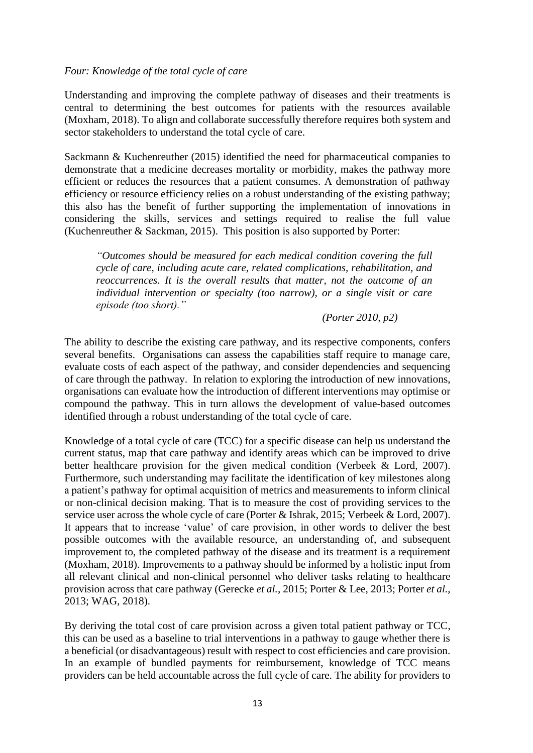*Four: Knowledge of the total cycle of care*

Understanding and improving the complete pathway of diseases and their treatments is central to determining the best outcomes for patients with the resources available (Moxham, 2018). To align and collaborate successfully therefore requires both system and sector stakeholders to understand the total cycle of care.

Sackmann & Kuchenreuther (2015) identified the need for pharmaceutical companies to demonstrate that a medicine decreases mortality or morbidity, makes the pathway more efficient or reduces the resources that a patient consumes. A demonstration of pathway efficiency or resource efficiency relies on a robust understanding of the existing pathway; this also has the benefit of further supporting the implementation of innovations in considering the skills, services and settings required to realise the full value (Kuchenreuther & Sackman, 2015). This position is also supported by Porter:

> *"Outcomes should be measured for each medical condition covering the full cycle of care, including acute care, related complications, rehabilitation, and reoccurrences. It is the overall results that matter, not the outcome of an individual intervention or specialty (too narrow), or a single visit or care episode (too short)."*
>
> *(Porter 2010, p2)*

The ability to describe the existing care pathway, and its respective components, confers several benefits. Organisations can assess the capabilities staff require to manage care, evaluate costs of each aspect of the pathway, and consider dependencies and sequencing of care through the pathway. In relation to exploring the introduction of new innovations, organisations can evaluate how the introduction of different interventions may optimise or compound the pathway. This in turn allows the development of value-based outcomes identified through a robust understanding of the total cycle of care.

Knowledge of a total cycle of care (TCC) for a specific disease can help us understand the current status, map that care pathway and identify areas which can be improved to drive better healthcare provision for the given medical condition (Verbeek & Lord, 2007). Furthermore, such understanding may facilitate the identification of key milestones along a patient's pathway for optimal acquisition of metrics and measurements to inform clinical or non-clinical decision making. That is to measure the cost of providing services to the service user across the whole cycle of care (Porter & Ishrak, 2015; Verbeek & Lord, 2007). It appears that to increase 'value' of care provision, in other words to deliver the best possible outcomes with the available resource, an understanding of, and subsequent improvement to, the completed pathway of the disease and its treatment is a requirement (Moxham, 2018). Improvements to a pathway should be informed by a holistic input from all relevant clinical and non-clinical personnel who deliver tasks relating to healthcare provision across that care pathway (Gerecke *et al.*, 2015; Porter & Lee, 2013; Porter *et al.*, 2013; WAG, 2018).

By deriving the total cost of care provision across a given total patient pathway or TCC, this can be used as a baseline to trial interventions in a pathway to gauge whether there is a beneficial (or disadvantageous) result with respect to cost efficiencies and care provision. In an example of bundled payments for reimbursement, knowledge of TCC means providers can be held accountable across the full cycle of care. The ability for providers to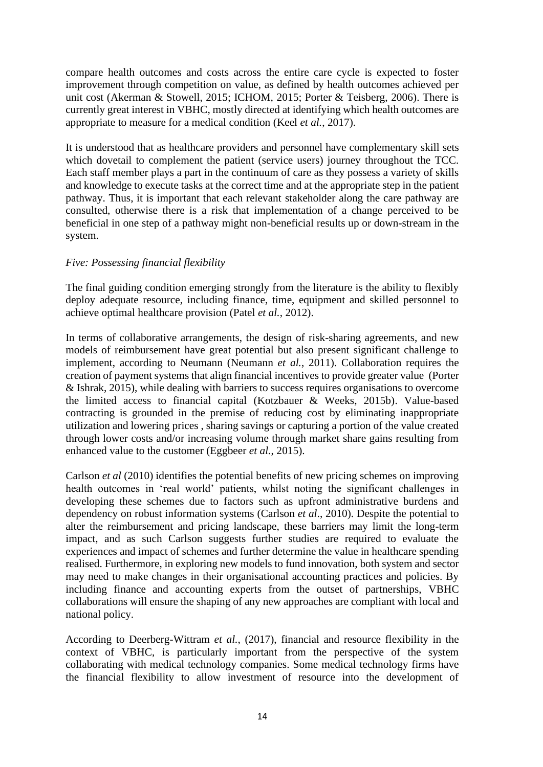compare health outcomes and costs across the entire care cycle is expected to foster improvement through competition on value, as defined by health outcomes achieved per unit cost (Akerman & Stowell, 2015; ICHOM, 2015; Porter & Teisberg, 2006). There is currently great interest in VBHC, mostly directed at identifying which health outcomes are appropriate to measure for a medical condition (Keel *et al.*, 2017).

It is understood that as healthcare providers and personnel have complementary skill sets which dovetail to complement the patient (service users) journey throughout the TCC. Each staff member plays a part in the continuum of care as they possess a variety of skills and knowledge to execute tasks at the correct time and at the appropriate step in the patient pathway. Thus, it is important that each relevant stakeholder along the care pathway are consulted, otherwise there is a risk that implementation of a change perceived to be beneficial in one step of a pathway might non-beneficial results up or down-stream in the system.

*Five: Possessing financial flexibility*

The final guiding condition emerging strongly from the literature is the ability to flexibly deploy adequate resource, including finance, time, equipment and skilled personnel to achieve optimal healthcare provision (Patel *et al.*, 2012).

In terms of collaborative arrangements, the design of risk-sharing agreements, and new models of reimbursement have great potential but also present significant challenge to implement, according to Neumann (Neumann *et al.*, 2011). Collaboration requires the creation of payment systems that align financial incentives to provide greater value (Porter & Ishrak, 2015), while dealing with barriers to success requires organisations to overcome the limited access to financial capital (Kotzbauer & Weeks, 2015b). Value-based contracting is grounded in the premise of reducing cost by eliminating inappropriate utilization and lowering prices , sharing savings or capturing a portion of the value created through lower costs and/or increasing volume through market share gains resulting from enhanced value to the customer (Eggbeer *et al.*, 2015).

Carlson *et al* (2010) identifies the potential benefits of new pricing schemes on improving health outcomes in 'real world' patients, whilst noting the significant challenges in developing these schemes due to factors such as upfront administrative burdens and dependency on robust information systems (Carlson *et al*., 2010). Despite the potential to alter the reimbursement and pricing landscape, these barriers may limit the long-term impact, and as such Carlson suggests further studies are required to evaluate the experiences and impact of schemes and further determine the value in healthcare spending realised. Furthermore, in exploring new models to fund innovation, both system and sector may need to make changes in their organisational accounting practices and policies. By including finance and accounting experts from the outset of partnerships, VBHC collaborations will ensure the shaping of any new approaches are compliant with local and national policy.

According to Deerberg-Wittram *et al.*, (2017), financial and resource flexibility in the context of VBHC, is particularly important from the perspective of the system collaborating with medical technology companies. Some medical technology firms have the financial flexibility to allow investment of resource into the development of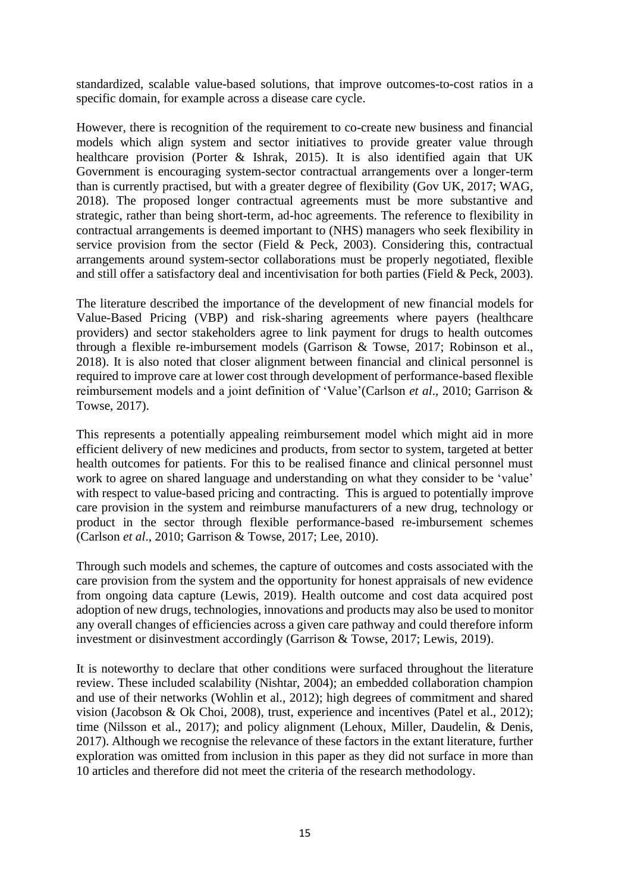standardized, scalable value-based solutions, that improve outcomes-to-cost ratios in a specific domain, for example across a disease care cycle.

However, there is recognition of the requirement to co-create new business and financial models which align system and sector initiatives to provide greater value through healthcare provision (Porter & Ishrak, 2015). It is also identified again that UK Government is encouraging system-sector contractual arrangements over a longer-term than is currently practised, but with a greater degree of flexibility (Gov UK, 2017; WAG, 2018). The proposed longer contractual agreements must be more substantive and strategic, rather than being short-term, ad-hoc agreements. The reference to flexibility in contractual arrangements is deemed important to (NHS) managers who seek flexibility in service provision from the sector (Field & Peck, 2003). Considering this, contractual arrangements around system-sector collaborations must be properly negotiated, flexible and still offer a satisfactory deal and incentivisation for both parties (Field & Peck, 2003).

The literature described the importance of the development of new financial models for Value-Based Pricing (VBP) and risk-sharing agreements where payers (healthcare providers) and sector stakeholders agree to link payment for drugs to health outcomes through a flexible re-imbursement models (Garrison & Towse, 2017; Robinson et al., 2018). It is also noted that closer alignment between financial and clinical personnel is required to improve care at lower cost through development of performance-based flexible reimbursement models and a joint definition of 'Value'(Carlson *et al*., 2010; Garrison & Towse, 2017).

This represents a potentially appealing reimbursement model which might aid in more efficient delivery of new medicines and products, from sector to system, targeted at better health outcomes for patients. For this to be realised finance and clinical personnel must work to agree on shared language and understanding on what they consider to be 'value' with respect to value-based pricing and contracting. This is argued to potentially improve care provision in the system and reimburse manufacturers of a new drug, technology or product in the sector through flexible performance-based re-imbursement schemes (Carlson *et al*., 2010; Garrison & Towse, 2017; Lee, 2010).

Through such models and schemes, the capture of outcomes and costs associated with the care provision from the system and the opportunity for honest appraisals of new evidence from ongoing data capture (Lewis, 2019). Health outcome and cost data acquired post adoption of new drugs, technologies, innovations and products may also be used to monitor any overall changes of efficiencies across a given care pathway and could therefore inform investment or disinvestment accordingly (Garrison & Towse, 2017; Lewis, 2019).

It is noteworthy to declare that other conditions were surfaced throughout the literature review. These included scalability (Nishtar, 2004); an embedded collaboration champion and use of their networks (Wohlin et al., 2012); high degrees of commitment and shared vision (Jacobson & Ok Choi, 2008), trust, experience and incentives (Patel et al., 2012); time (Nilsson et al., 2017); and policy alignment (Lehoux, Miller, Daudelin, & Denis, 2017). Although we recognise the relevance of these factors in the extant literature, further exploration was omitted from inclusion in this paper as they did not surface in more than 10 articles and therefore did not meet the criteria of the research methodology.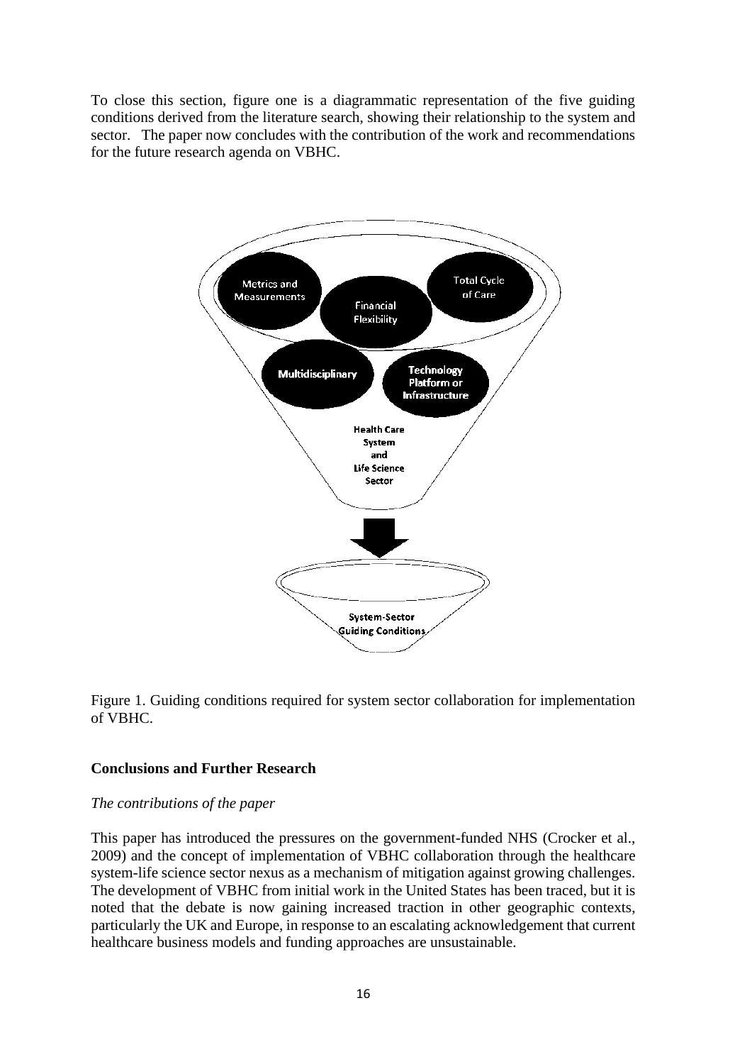To close this section, figure one is a diagrammatic representation of the five guiding conditions derived from the literature search, showing their relationship to the system and sector. The paper now concludes with the contribution of the work and recommendations for the future research agenda on VBHC.

Metrics and Measurements

Financial Flexibility

Total Cycle of Care

Multidisciplinary

Technology Platform or Infrastructure

Health Care System and Life Science Sector

System-Sector Guiding Conditions

Figure 1. Guiding conditions required for system sector collaboration for implementation of VBHC.

## Conclusions and Further Research

### *The contributions of the paper*

This paper has introduced the pressures on the government-funded NHS (Crocker et al., 2009) and the concept of implementation of VBHC collaboration through the healthcare system-life science sector nexus as a mechanism of mitigation against growing challenges. The development of VBHC from initial work in the United States has been traced, but it is noted that the debate is now gaining increased traction in other geographic contexts, particularly the UK and Europe, in response to an escalating acknowledgement that current healthcare business models and funding approaches are unsustainable.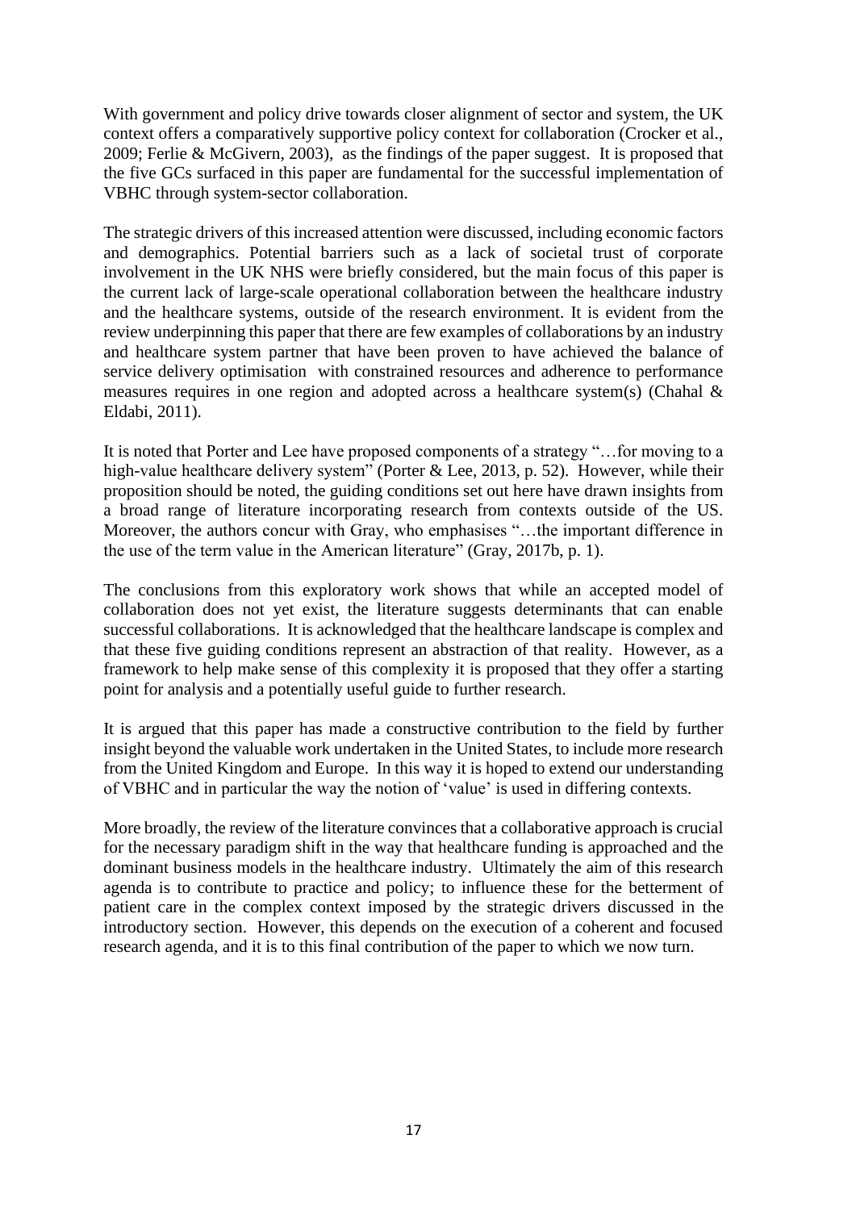With government and policy drive towards closer alignment of sector and system, the UK context offers a comparatively supportive policy context for collaboration (Crocker et al., 2009; Ferlie & McGivern, 2003), as the findings of the paper suggest. It is proposed that the five GCs surfaced in this paper are fundamental for the successful implementation of VBHC through system-sector collaboration.

The strategic drivers of this increased attention were discussed, including economic factors and demographics. Potential barriers such as a lack of societal trust of corporate involvement in the UK NHS were briefly considered, but the main focus of this paper is the current lack of large-scale operational collaboration between the healthcare industry and the healthcare systems, outside of the research environment. It is evident from the review underpinning this paper that there are few examples of collaborations by an industry and healthcare system partner that have been proven to have achieved the balance of service delivery optimisation with constrained resources and adherence to performance measures requires in one region and adopted across a healthcare system(s) (Chahal & Eldabi, 2011).

It is noted that Porter and Lee have proposed components of a strategy "…for moving to a high-value healthcare delivery system" (Porter & Lee, 2013, p. 52). However, while their proposition should be noted, the guiding conditions set out here have drawn insights from a broad range of literature incorporating research from contexts outside of the US. Moreover, the authors concur with Gray, who emphasises "…the important difference in the use of the term value in the American literature" (Gray, 2017b, p. 1).

The conclusions from this exploratory work shows that while an accepted model of collaboration does not yet exist, the literature suggests determinants that can enable successful collaborations. It is acknowledged that the healthcare landscape is complex and that these five guiding conditions represent an abstraction of that reality. However, as a framework to help make sense of this complexity it is proposed that they offer a starting point for analysis and a potentially useful guide to further research.

It is argued that this paper has made a constructive contribution to the field by further insight beyond the valuable work undertaken in the United States, to include more research from the United Kingdom and Europe. In this way it is hoped to extend our understanding of VBHC and in particular the way the notion of 'value' is used in differing contexts.

More broadly, the review of the literature convinces that a collaborative approach is crucial for the necessary paradigm shift in the way that healthcare funding is approached and the dominant business models in the healthcare industry. Ultimately the aim of this research agenda is to contribute to practice and policy; to influence these for the betterment of patient care in the complex context imposed by the strategic drivers discussed in the introductory section. However, this depends on the execution of a coherent and focused research agenda, and it is to this final contribution of the paper to which we now turn.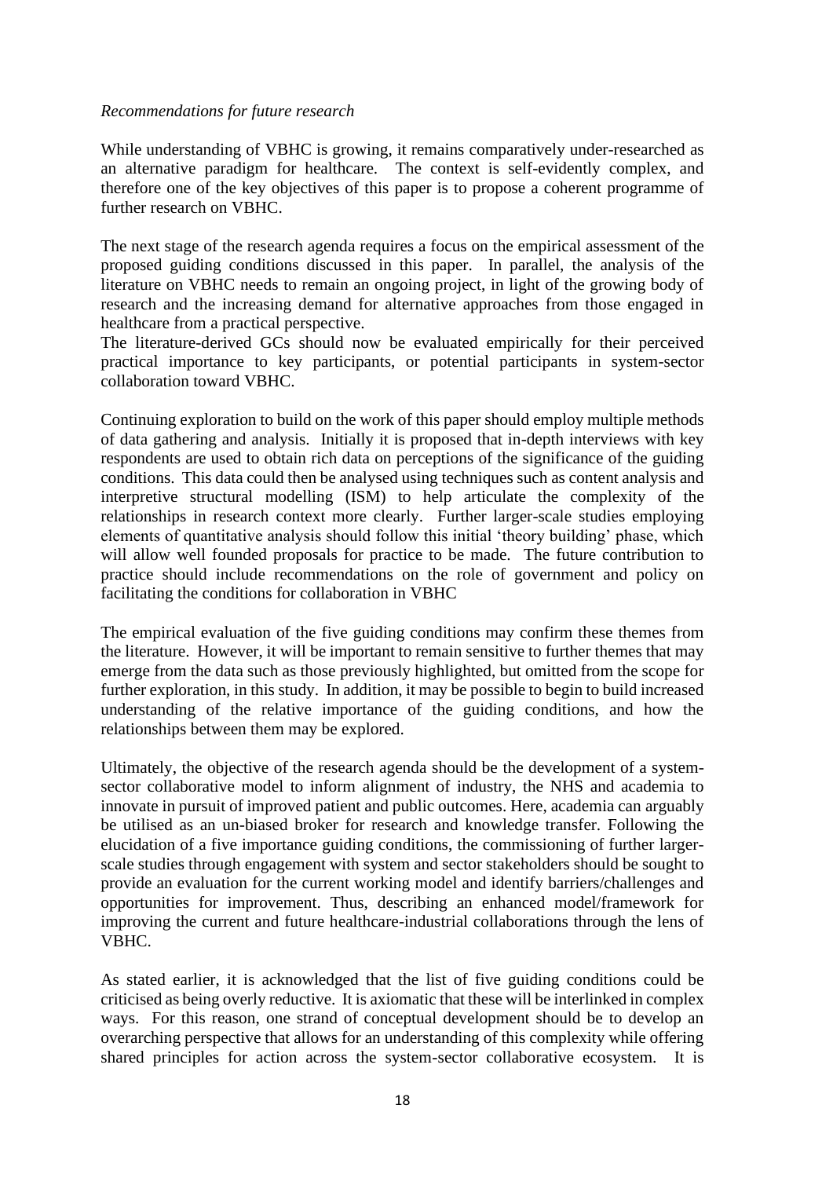*Recommendations for future research*

While understanding of VBHC is growing, it remains comparatively under-researched as an alternative paradigm for healthcare. The context is self-evidently complex, and therefore one of the key objectives of this paper is to propose a coherent programme of further research on VBHC.

The next stage of the research agenda requires a focus on the empirical assessment of the proposed guiding conditions discussed in this paper. In parallel, the analysis of the literature on VBHC needs to remain an ongoing project, in light of the growing body of research and the increasing demand for alternative approaches from those engaged in healthcare from a practical perspective.
The literature-derived GCs should now be evaluated empirically for their perceived practical importance to key participants, or potential participants in system-sector collaboration toward VBHC.

Continuing exploration to build on the work of this paper should employ multiple methods of data gathering and analysis. Initially it is proposed that in-depth interviews with key respondents are used to obtain rich data on perceptions of the significance of the guiding conditions. This data could then be analysed using techniques such as content analysis and interpretive structural modelling (ISM) to help articulate the complexity of the relationships in research context more clearly. Further larger-scale studies employing elements of quantitative analysis should follow this initial 'theory building' phase, which will allow well founded proposals for practice to be made. The future contribution to practice should include recommendations on the role of government and policy on facilitating the conditions for collaboration in VBHC

The empirical evaluation of the five guiding conditions may confirm these themes from the literature. However, it will be important to remain sensitive to further themes that may emerge from the data such as those previously highlighted, but omitted from the scope for further exploration, in this study. In addition, it may be possible to begin to build increased understanding of the relative importance of the guiding conditions, and how the relationships between them may be explored.

Ultimately, the objective of the research agenda should be the development of a system-sector collaborative model to inform alignment of industry, the NHS and academia to innovate in pursuit of improved patient and public outcomes. Here, academia can arguably be utilised as an un-biased broker for research and knowledge transfer. Following the elucidation of a five importance guiding conditions, the commissioning of further larger-scale studies through engagement with system and sector stakeholders should be sought to provide an evaluation for the current working model and identify barriers/challenges and opportunities for improvement. Thus, describing an enhanced model/framework for improving the current and future healthcare-industrial collaborations through the lens of VBHC.

As stated earlier, it is acknowledged that the list of five guiding conditions could be criticised as being overly reductive. It is axiomatic that these will be interlinked in complex ways. For this reason, one strand of conceptual development should be to develop an overarching perspective that allows for an understanding of this complexity while offering shared principles for action across the system-sector collaborative ecosystem. It is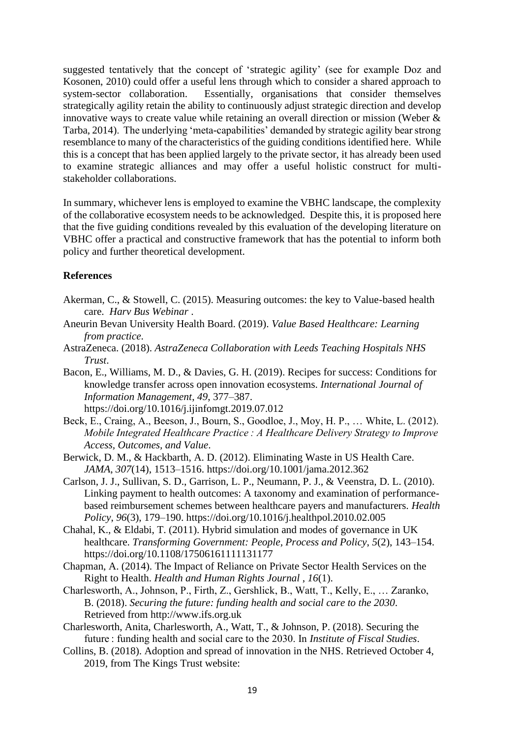suggested tentatively that the concept of 'strategic agility' (see for example Doz and Kosonen, 2010) could offer a useful lens through which to consider a shared approach to system-sector collaboration. Essentially, organisations that consider themselves strategically agility retain the ability to continuously adjust strategic direction and develop innovative ways to create value while retaining an overall direction or mission (Weber & Tarba, 2014). The underlying 'meta-capabilities' demanded by strategic agility bear strong resemblance to many of the characteristics of the guiding conditions identified here. While this is a concept that has been applied largely to the private sector, it has already been used to examine strategic alliances and may offer a useful holistic construct for multi-stakeholder collaborations.

In summary, whichever lens is employed to examine the VBHC landscape, the complexity of the collaborative ecosystem needs to be acknowledged. Despite this, it is proposed here that the five guiding conditions revealed by this evaluation of the developing literature on VBHC offer a practical and constructive framework that has the potential to inform both policy and further theoretical development.

**References**

Akerman, C., & Stowell, C. (2015). Measuring outcomes: the key to Value-based health care. *Harv Bus Webinar* .

Aneurin Bevan University Health Board. (2019). *Value Based Healthcare: Learning from practice*.

AstraZeneca. (2018). *AstraZeneca Collaboration with Leeds Teaching Hospitals NHS Trust*.

Bacon, E., Williams, M. D., & Davies, G. H. (2019). Recipes for success: Conditions for knowledge transfer across open innovation ecosystems. *International Journal of Information Management*, *49*, 377–387. https://doi.org/10.1016/j.ijinfomgt.2019.07.012

Beck, E., Craing, A., Beeson, J., Bourn, S., Goodloe, J., Moy, H. P., … White, L. (2012). *Mobile Integrated Healthcare Practice : A Healthcare Delivery Strategy to Improve Access, Outcomes, and Value*.

Berwick, D. M., & Hackbarth, A. D. (2012). Eliminating Waste in US Health Care. *JAMA*, *307*(14), 1513–1516. https://doi.org/10.1001/jama.2012.362

Carlson, J. J., Sullivan, S. D., Garrison, L. P., Neumann, P. J., & Veenstra, D. L. (2010). Linking payment to health outcomes: A taxonomy and examination of performance-based reimbursement schemes between healthcare payers and manufacturers. *Health Policy*, *96*(3), 179–190. https://doi.org/10.1016/j.healthpol.2010.02.005

Chahal, K., & Eldabi, T. (2011). Hybrid simulation and modes of governance in UK healthcare. *Transforming Government: People, Process and Policy*, *5*(2), 143–154. https://doi.org/10.1108/17506161111131177

Chapman, A. (2014). The Impact of Reliance on Private Sector Health Services on the Right to Health. *Health and Human Rights Journal* , *16*(1).

Charlesworth, A., Johnson, P., Firth, Z., Gershlick, B., Watt, T., Kelly, E., … Zaranko, B. (2018). *Securing the future: funding health and social care to the 2030*. Retrieved from http://www.ifs.org.uk

Charlesworth, Anita, Charlesworth, A., Watt, T., & Johnson, P. (2018). Securing the future : funding health and social care to the 2030. In *Institute of Fiscal Studies*.

Collins, B. (2018). Adoption and spread of innovation in the NHS. Retrieved October 4, 2019, from The Kings Trust website: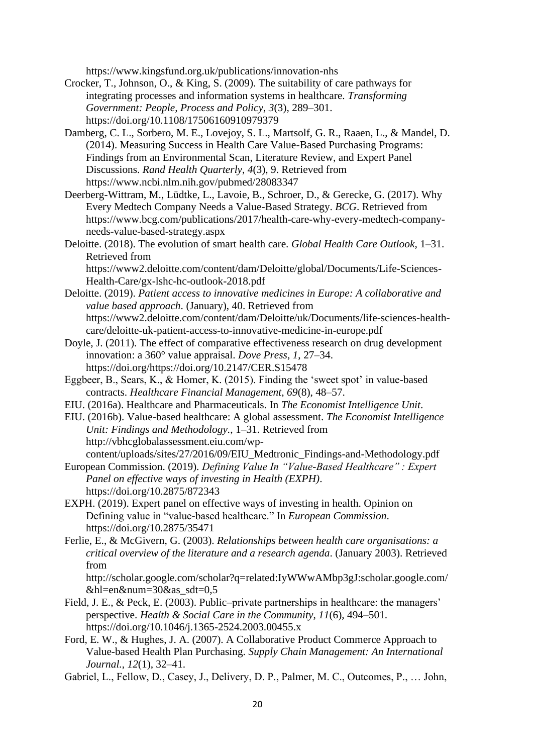https://www.kingsfund.org.uk/publications/innovation-nhs

Crocker, T., Johnson, O., & King, S. (2009). The suitability of care pathways for integrating processes and information systems in healthcare. *Transforming Government: People, Process and Policy*, *3*(3), 289–301. https://doi.org/10.1108/17506160910979379

Damberg, C. L., Sorbero, M. E., Lovejoy, S. L., Martsolf, G. R., Raaen, L., & Mandel, D. (2014). Measuring Success in Health Care Value-Based Purchasing Programs: Findings from an Environmental Scan, Literature Review, and Expert Panel Discussions. *Rand Health Quarterly*, *4*(3), 9. Retrieved from https://www.ncbi.nlm.nih.gov/pubmed/28083347

Deerberg-Wittram, M., Lüdtke, L., Lavoie, B., Schroer, D., & Gerecke, G. (2017). Why Every Medtech Company Needs a Value-Based Strategy. *BCG*. Retrieved from https://www.bcg.com/publications/2017/health-care-why-every-medtech-company-needs-value-based-strategy.aspx

Deloitte. (2018). The evolution of smart health care. *Global Health Care Outlook*, 1–31. Retrieved from https://www2.deloitte.com/content/dam/Deloitte/global/Documents/Life-Sciences-Health-Care/gx-lshc-hc-outlook-2018.pdf

Deloitte. (2019). *Patient access to innovative medicines in Europe: A collaborative and value based approach*. (January), 40. Retrieved from https://www2.deloitte.com/content/dam/Deloitte/uk/Documents/life-sciences-health-care/deloitte-uk-patient-access-to-innovative-medicine-in-europe.pdf

Doyle, J. (2011). The effect of comparative effectiveness research on drug development innovation: a 360° value appraisal. *Dove Press*, *1*, 27–34. https://doi.org/https://doi.org/10.2147/CER.S15478

Eggbeer, B., Sears, K., & Homer, K. (2015). Finding the 'sweet spot' in value-based contracts. *Healthcare Financial Management*, *69*(8), 48–57.

EIU. (2016a). Healthcare and Pharmaceuticals. In *The Economist Intelligence Unit*.

EIU. (2016b). Value-based healthcare: A global assessment. *The Economist Intelligence Unit: Findings and Methodology.*, 1–31. Retrieved from http://vbhcglobalassessment.eiu.com/wp-content/uploads/sites/27/2016/09/EIU_Medtronic_Findings-and-Methodology.pdf

European Commission. (2019). *Defining Value In "Value-Based Healthcare" : Expert Panel on effective ways of investing in Health (EXPH)*. https://doi.org/10.2875/872343

EXPH. (2019). Expert panel on effective ways of investing in health. Opinion on Defining value in "value-based healthcare." In *European Commission*. https://doi.org/10.2875/35471

Ferlie, E., & McGivern, G. (2003). *Relationships between health care organisations: a critical overview of the literature and a research agenda*. (January 2003). Retrieved from http://scholar.google.com/scholar?q=related:IyWWwAMbp3gJ:scholar.google.com/&hl=en&num=30&as_sdt=0,5

Field, J. E., & Peck, E. (2003). Public–private partnerships in healthcare: the managers' perspective. *Health & Social Care in the Community*, *11*(6), 494–501. https://doi.org/10.1046/j.1365-2524.2003.00455.x

Ford, E. W., & Hughes, J. A. (2007). A Collaborative Product Commerce Approach to Value-based Health Plan Purchasing. *Supply Chain Management: An International Journal.*, *12*(1), 32–41.

Gabriel, L., Fellow, D., Casey, J., Delivery, D. P., Palmer, M. C., Outcomes, P., … John,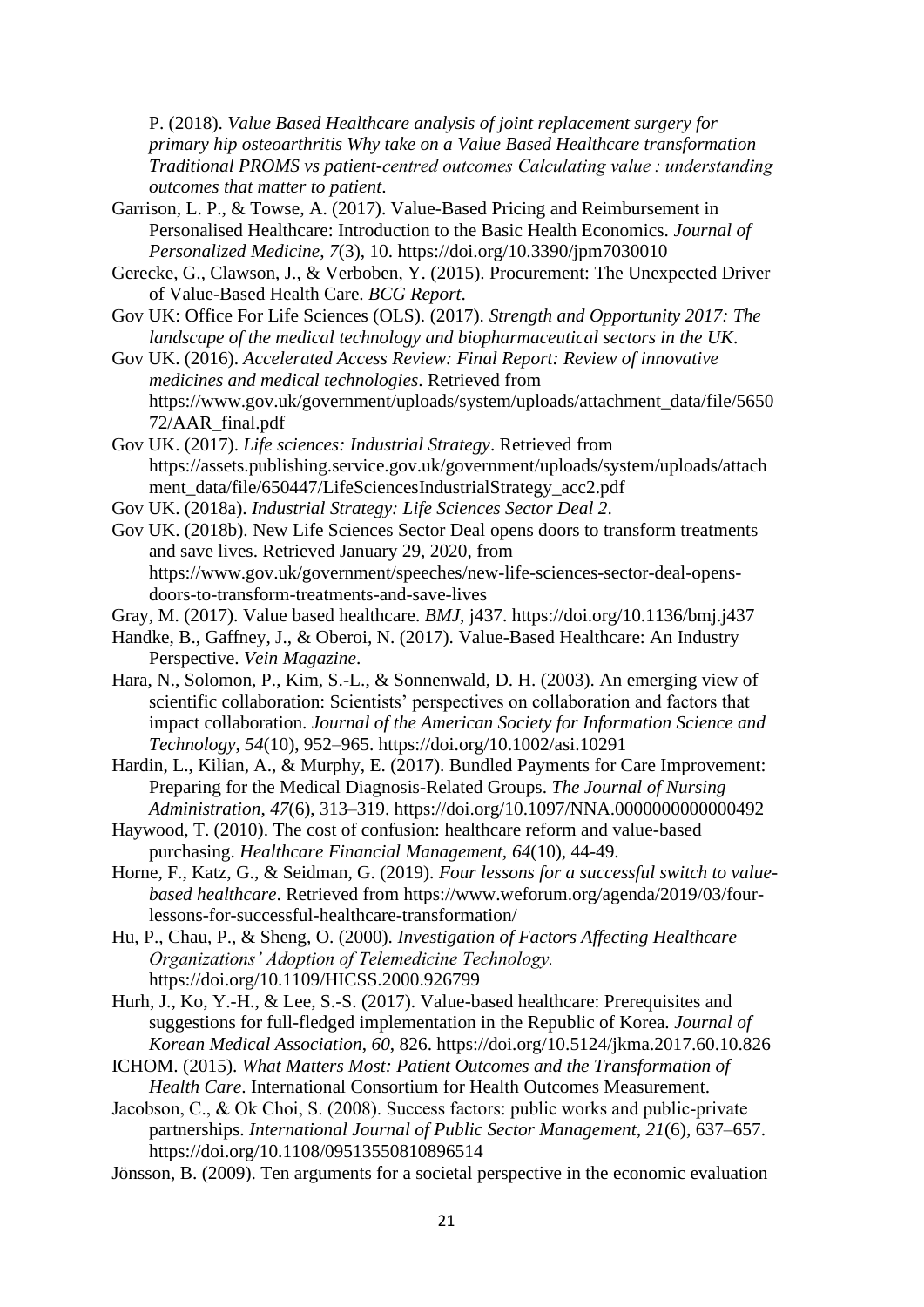P. (2018). *Value Based Healthcare analysis of joint replacement surgery for primary hip osteoarthritis Why take on a Value Based Healthcare transformation Traditional PROMS vs patient-centred outcomes Calculating value : understanding outcomes that matter to patient*.

Garrison, L. P., & Towse, A. (2017). Value-Based Pricing and Reimbursement in Personalised Healthcare: Introduction to the Basic Health Economics. *Journal of Personalized Medicine*, *7*(3), 10. https://doi.org/10.3390/jpm7030010

Gerecke, G., Clawson, J., & Verboben, Y. (2015). Procurement: The Unexpected Driver of Value-Based Health Care. *BCG Report*.

Gov UK: Office For Life Sciences (OLS). (2017). *Strength and Opportunity 2017: The landscape of the medical technology and biopharmaceutical sectors in the UK*.

Gov UK. (2016). *Accelerated Access Review: Final Report: Review of innovative medicines and medical technologies*. Retrieved from https://www.gov.uk/government/uploads/system/uploads/attachment_data/file/565072/AAR_final.pdf

Gov UK. (2017). *Life sciences: Industrial Strategy*. Retrieved from https://assets.publishing.service.gov.uk/government/uploads/system/uploads/attachment_data/file/650447/LifeSciencesIndustrialStrategy_acc2.pdf

Gov UK. (2018a). *Industrial Strategy: Life Sciences Sector Deal 2*.

Gov UK. (2018b). New Life Sciences Sector Deal opens doors to transform treatments and save lives. Retrieved January 29, 2020, from https://www.gov.uk/government/speeches/new-life-sciences-sector-deal-opens-doors-to-transform-treatments-and-save-lives

Gray, M. (2017). Value based healthcare. *BMJ*, j437. https://doi.org/10.1136/bmj.j437

Handke, B., Gaffney, J., & Oberoi, N. (2017). Value-Based Healthcare: An Industry Perspective. *Vein Magazine*.

Hara, N., Solomon, P., Kim, S.-L., & Sonnenwald, D. H. (2003). An emerging view of scientific collaboration: Scientists' perspectives on collaboration and factors that impact collaboration. *Journal of the American Society for Information Science and Technology*, *54*(10), 952–965. https://doi.org/10.1002/asi.10291

Hardin, L., Kilian, A., & Murphy, E. (2017). Bundled Payments for Care Improvement: Preparing for the Medical Diagnosis-Related Groups. *The Journal of Nursing Administration*, *47*(6), 313–319. https://doi.org/10.1097/NNA.0000000000000492

Haywood, T. (2010). The cost of confusion: healthcare reform and value-based purchasing. *Healthcare Financial Management, 64*(10), 44-49.

Horne, F., Katz, G., & Seidman, G. (2019). *Four lessons for a successful switch to value-based healthcare*. Retrieved from https://www.weforum.org/agenda/2019/03/four-lessons-for-successful-healthcare-transformation/

Hu, P., Chau, P., & Sheng, O. (2000). *Investigation of Factors Affecting Healthcare Organizations' Adoption of Telemedicine Technology.* https://doi.org/10.1109/HICSS.2000.926799

Hurh, J., Ko, Y.-H., & Lee, S.-S. (2017). Value-based healthcare: Prerequisites and suggestions for full-fledged implementation in the Republic of Korea. *Journal of Korean Medical Association*, *60*, 826. https://doi.org/10.5124/jkma.2017.60.10.826

ICHOM. (2015). *What Matters Most: Patient Outcomes and the Transformation of Health Care*. International Consortium for Health Outcomes Measurement.

Jacobson, C., & Ok Choi, S. (2008). Success factors: public works and public-private partnerships. *International Journal of Public Sector Management*, *21*(6), 637–657. https://doi.org/10.1108/09513550810896514

Jönsson, B. (2009). Ten arguments for a societal perspective in the economic evaluation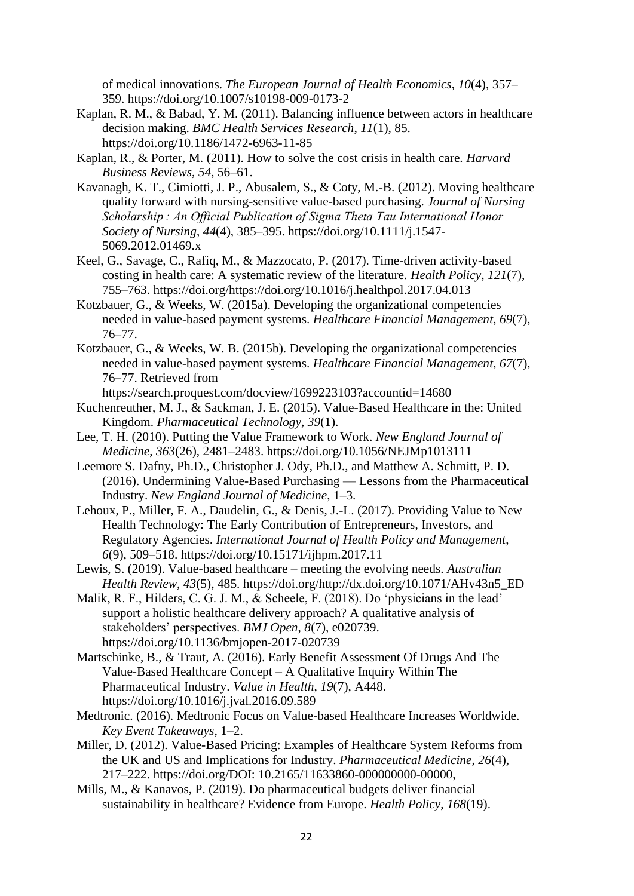of medical innovations. *The European Journal of Health Economics*, *10*(4), 357–359. https://doi.org/10.1007/s10198-009-0173-2

Kaplan, R. M., & Babad, Y. M. (2011). Balancing influence between actors in healthcare decision making. *BMC Health Services Research*, *11*(1), 85. https://doi.org/10.1186/1472-6963-11-85

Kaplan, R., & Porter, M. (2011). How to solve the cost crisis in health care. *Harvard Business Reviews*, *54*, 56–61.

Kavanagh, K. T., Cimiotti, J. P., Abusalem, S., & Coty, M.-B. (2012). Moving healthcare quality forward with nursing-sensitive value-based purchasing. *Journal of Nursing Scholarship : An Official Publication of Sigma Theta Tau International Honor Society of Nursing*, *44*(4), 385–395. https://doi.org/10.1111/j.1547-5069.2012.01469.x

Keel, G., Savage, C., Rafiq, M., & Mazzocato, P. (2017). Time-driven activity-based costing in health care: A systematic review of the literature. *Health Policy*, *121*(7), 755–763. https://doi.org/https://doi.org/10.1016/j.healthpol.2017.04.013

Kotzbauer, G., & Weeks, W. (2015a). Developing the organizational competencies needed in value-based payment systems. *Healthcare Financial Management*, *69*(7), 76–77.

Kotzbauer, G., & Weeks, W. B. (2015b). Developing the organizational competencies needed in value-based payment systems. *Healthcare Financial Management*, *67*(7), 76–77. Retrieved from https://search.proquest.com/docview/1699223103?accountid=14680

Kuchenreuther, M. J., & Sackman, J. E. (2015). Value-Based Healthcare in the: United Kingdom. *Pharmaceutical Technology*, *39*(1).

Lee, T. H. (2010). Putting the Value Framework to Work. *New England Journal of Medicine*, *363*(26), 2481–2483. https://doi.org/10.1056/NEJMp1013111

Leemore S. Dafny, Ph.D., Christopher J. Ody, Ph.D., and Matthew A. Schmitt, P. D. (2016). Undermining Value-Based Purchasing — Lessons from the Pharmaceutical Industry. *New England Journal of Medicine*, 1–3.

Lehoux, P., Miller, F. A., Daudelin, G., & Denis, J.-L. (2017). Providing Value to New Health Technology: The Early Contribution of Entrepreneurs, Investors, and Regulatory Agencies. *International Journal of Health Policy and Management*, *6*(9), 509–518. https://doi.org/10.15171/ijhpm.2017.11

Lewis, S. (2019). Value-based healthcare – meeting the evolving needs. *Australian Health Review*, *43*(5), 485. https://doi.org/http://dx.doi.org/10.1071/AHv43n5_ED

Malik, R. F., Hilders, C. G. J. M., & Scheele, F. (2018). Do 'physicians in the lead' support a holistic healthcare delivery approach? A qualitative analysis of stakeholders' perspectives. *BMJ Open*, *8*(7), e020739. https://doi.org/10.1136/bmjopen-2017-020739

Martschinke, B., & Traut, A. (2016). Early Benefit Assessment Of Drugs And The Value-Based Healthcare Concept – A Qualitative Inquiry Within The Pharmaceutical Industry. *Value in Health*, *19*(7), A448. https://doi.org/10.1016/j.jval.2016.09.589

Medtronic. (2016). Medtronic Focus on Value-based Healthcare Increases Worldwide. *Key Event Takeaways*, 1–2.

Miller, D. (2012). Value-Based Pricing: Examples of Healthcare System Reforms from the UK and US and Implications for Industry. *Pharmaceutical Medicine*, *26*(4), 217–222. https://doi.org/DOI: 10.2165/11633860-000000000-00000,

Mills, M., & Kanavos, P. (2019). Do pharmaceutical budgets deliver financial sustainability in healthcare? Evidence from Europe. *Health Policy*, *168*(19).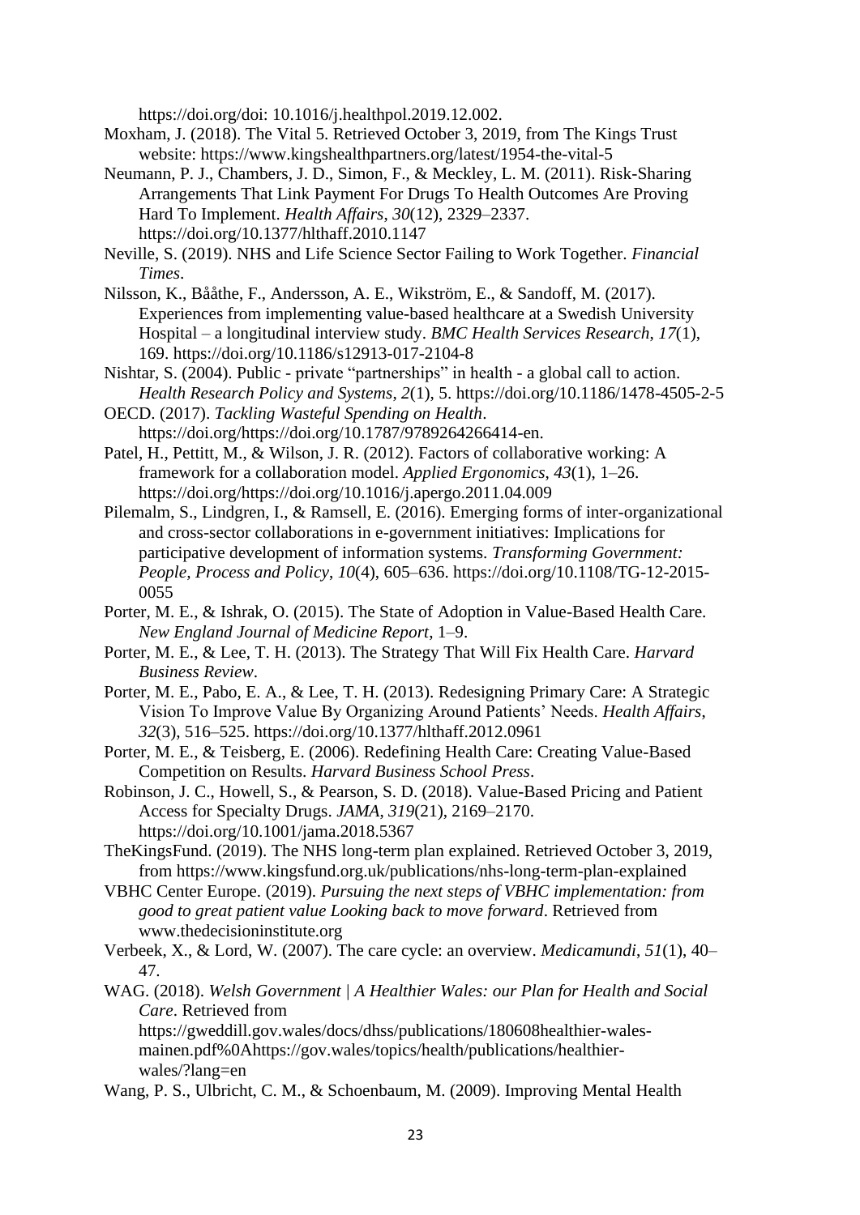https://doi.org/doi: 10.1016/j.healthpol.2019.12.002.

Moxham, J. (2018). The Vital 5. Retrieved October 3, 2019, from The Kings Trust website: https://www.kingshealthpartners.org/latest/1954-the-vital-5

Neumann, P. J., Chambers, J. D., Simon, F., & Meckley, L. M. (2011). Risk-Sharing Arrangements That Link Payment For Drugs To Health Outcomes Are Proving Hard To Implement. *Health Affairs*, *30*(12), 2329–2337. https://doi.org/10.1377/hlthaff.2010.1147

Neville, S. (2019). NHS and Life Science Sector Failing to Work Together. *Financial Times*.

Nilsson, K., Bååthe, F., Andersson, A. E., Wikström, E., & Sandoff, M. (2017). Experiences from implementing value-based healthcare at a Swedish University Hospital – a longitudinal interview study. *BMC Health Services Research*, *17*(1), 169. https://doi.org/10.1186/s12913-017-2104-8

Nishtar, S. (2004). Public - private "partnerships" in health - a global call to action. *Health Research Policy and Systems*, *2*(1), 5. https://doi.org/10.1186/1478-4505-2-5

OECD. (2017). *Tackling Wasteful Spending on Health*. https://doi.org/https://doi.org/10.1787/9789264266414-en.

Patel, H., Pettitt, M., & Wilson, J. R. (2012). Factors of collaborative working: A framework for a collaboration model. *Applied Ergonomics*, *43*(1), 1–26. https://doi.org/https://doi.org/10.1016/j.apergo.2011.04.009

Pilemalm, S., Lindgren, I., & Ramsell, E. (2016). Emerging forms of inter-organizational and cross-sector collaborations in e-government initiatives: Implications for participative development of information systems. *Transforming Government: People, Process and Policy*, *10*(4), 605–636. https://doi.org/10.1108/TG-12-2015-0055

Porter, M. E., & Ishrak, O. (2015). The State of Adoption in Value-Based Health Care. *New England Journal of Medicine Report*, 1–9.

Porter, M. E., & Lee, T. H. (2013). The Strategy That Will Fix Health Care. *Harvard Business Review*.

Porter, M. E., Pabo, E. A., & Lee, T. H. (2013). Redesigning Primary Care: A Strategic Vision To Improve Value By Organizing Around Patients' Needs. *Health Affairs*, *32*(3), 516–525. https://doi.org/10.1377/hlthaff.2012.0961

Porter, M. E., & Teisberg, E. (2006). Redefining Health Care: Creating Value-Based Competition on Results. *Harvard Business School Press*.

Robinson, J. C., Howell, S., & Pearson, S. D. (2018). Value-Based Pricing and Patient Access for Specialty Drugs. *JAMA*, *319*(21), 2169–2170. https://doi.org/10.1001/jama.2018.5367

TheKingsFund. (2019). The NHS long-term plan explained. Retrieved October 3, 2019, from https://www.kingsfund.org.uk/publications/nhs-long-term-plan-explained

VBHC Center Europe. (2019). *Pursuing the next steps of VBHC implementation: from good to great patient value Looking back to move forward*. Retrieved from www.thedecisioninstitute.org

Verbeek, X., & Lord, W. (2007). The care cycle: an overview. *Medicamundi*, *51*(1), 40–47.

WAG. (2018). *Welsh Government | A Healthier Wales: our Plan for Health and Social Care*. Retrieved from https://gweddill.gov.wales/docs/dhss/publications/180608healthier-wales-mainen.pdf%0Ahttps://gov.wales/topics/health/publications/healthier-wales/?lang=en

Wang, P. S., Ulbricht, C. M., & Schoenbaum, M. (2009). Improving Mental Health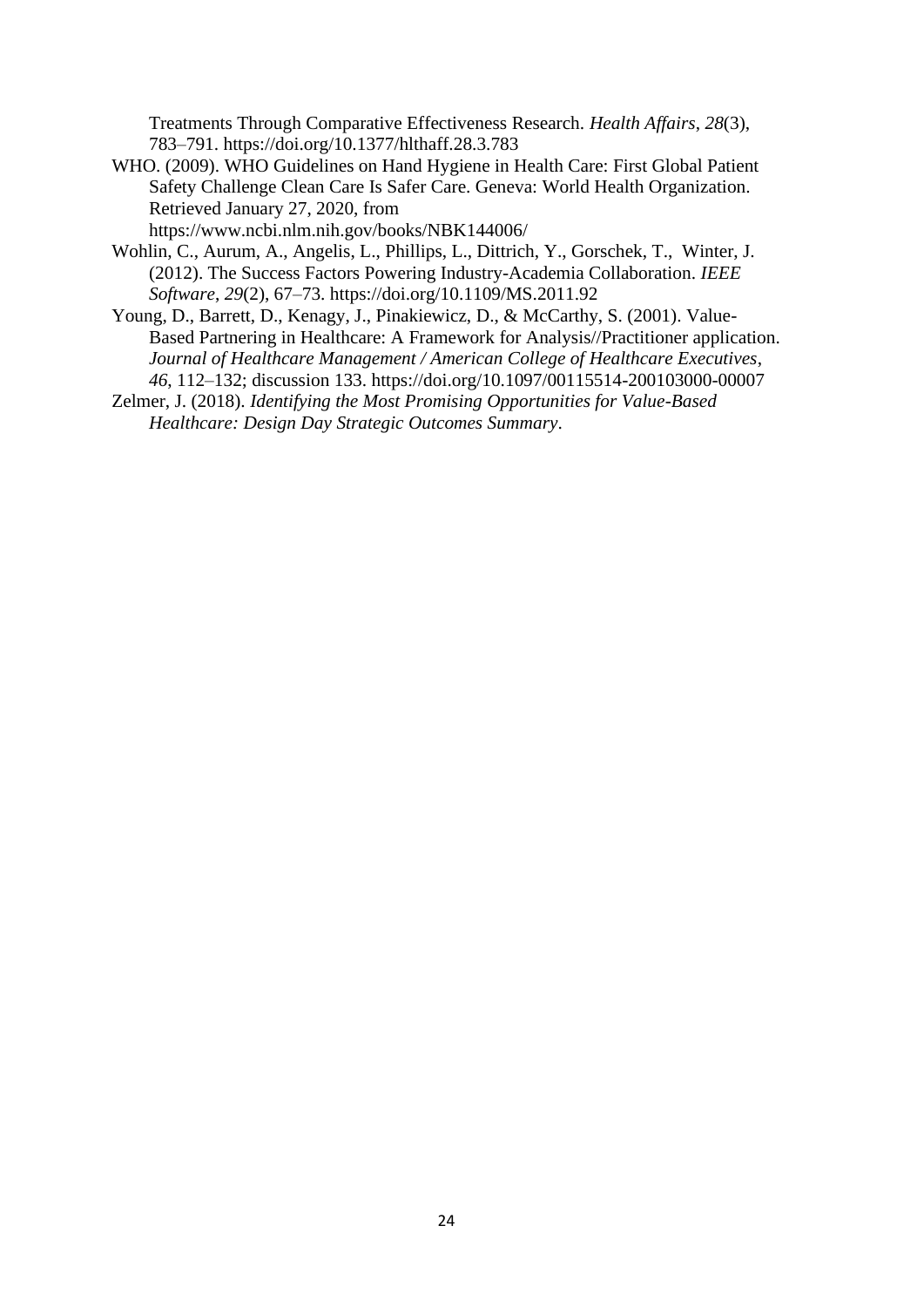Treatments Through Comparative Effectiveness Research. *Health Affairs*, *28*(3), 783–791. https://doi.org/10.1377/hlthaff.28.3.783

WHO. (2009). WHO Guidelines on Hand Hygiene in Health Care: First Global Patient Safety Challenge Clean Care Is Safer Care. Geneva: World Health Organization. Retrieved January 27, 2020, from https://www.ncbi.nlm.nih.gov/books/NBK144006/

Wohlin, C., Aurum, A., Angelis, L., Phillips, L., Dittrich, Y., Gorschek, T., Winter, J. (2012). The Success Factors Powering Industry-Academia Collaboration. *IEEE Software*, *29*(2), 67–73. https://doi.org/10.1109/MS.2011.92

Young, D., Barrett, D., Kenagy, J., Pinakiewicz, D., & McCarthy, S. (2001). Value-Based Partnering in Healthcare: A Framework for Analysis//Practitioner application. *Journal of Healthcare Management / American College of Healthcare Executives*, *46*, 112–132; discussion 133. https://doi.org/10.1097/00115514-200103000-00007

Zelmer, J. (2018). *Identifying the Most Promising Opportunities for Value-Based Healthcare: Design Day Strategic Outcomes Summary*.